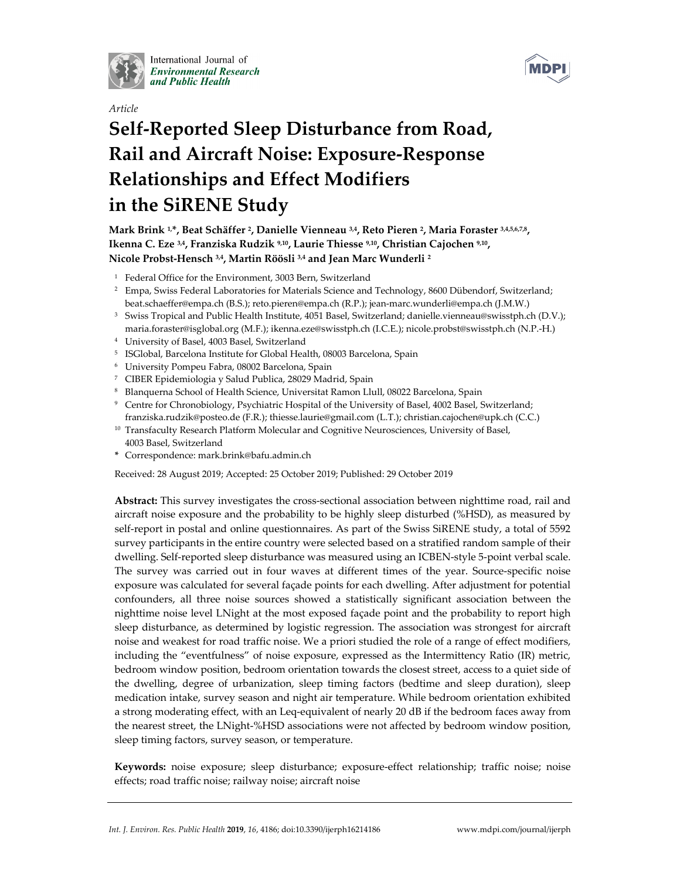International Journal of *Environmental Research and Public Health*

*Article*

# Self-Reported Sleep Disturbance from Road, Rail and Aircraft Noise: Exposure-Response Relationships and Effect Modifiers in the SiRENE Study

**Mark Brink [1,*], Beat Schäffer [2], Danielle Vienneau [3,4], Reto Pieren [2], Maria Foraster [3,4,5,6,7,8], Ikenna C. Eze [3,4], Franziska Rudzik [9,10], Laurie Thiesse [9,10], Christian Cajochen [9,10], Nicole Probst-Hensch [3,4], Martin Röösli [3,4] and Jean Marc Wunderli [2]**

[1] Federal Office for the Environment, 3003 Bern, Switzerland

[2] Empa, Swiss Federal Laboratories for Materials Science and Technology, 8600 Dübendorf, Switzerland; beat.schaeffer@empa.ch (B.S.); reto.pieren@empa.ch (R.P.); jean-marc.wunderli@empa.ch (J.M.W.)

[3] Swiss Tropical and Public Health Institute, 4051 Basel, Switzerland; danielle.vienneau@swisstph.ch (D.V.); maria.foraster@isglobal.org (M.F.); ikenna.eze@swisstph.ch (I.C.E.); nicole.probst@swisstph.ch (N.P.-H.)

[4] University of Basel, 4003 Basel, Switzerland

[5] ISGlobal, Barcelona Institute for Global Health, 08003 Barcelona, Spain

[6] University Pompeu Fabra, 08002 Barcelona, Spain

[7] CIBER Epidemiologia y Salud Publica, 28029 Madrid, Spain

[8] Blanquerna School of Health Science, Universitat Ramon Llull, 08022 Barcelona, Spain

[9] Centre for Chronobiology, Psychiatric Hospital of the University of Basel, 4002 Basel, Switzerland; franziska.rudzik@posteo.de (F.R.); thiesse.laurie@gmail.com (L.T.); christian.cajochen@upk.ch (C.C.)

[10] Transfaculty Research Platform Molecular and Cognitive Neurosciences, University of Basel, 4003 Basel, Switzerland

* Correspondence: mark.brink@bafu.admin.ch

Received: 28 August 2019; Accepted: 25 October 2019; Published: 29 October 2019

**Abstract:** This survey investigates the cross-sectional association between nighttime road, rail and aircraft noise exposure and the probability to be highly sleep disturbed (%HSD), as measured by self-report in postal and online questionnaires. As part of the Swiss SiRENE study, a total of 5592 survey participants in the entire country were selected based on a stratified random sample of their dwelling. Self-reported sleep disturbance was measured using an ICBEN-style 5-point verbal scale. The survey was carried out in four waves at different times of the year. Source-specific noise exposure was calculated for several façade points for each dwelling. After adjustment for potential confounders, all three noise sources showed a statistically significant association between the nighttime noise level LNight at the most exposed façade point and the probability to report high sleep disturbance, as determined by logistic regression. The association was strongest for aircraft noise and weakest for road traffic noise. We a priori studied the role of a range of effect modifiers, including the "eventfulness" of noise exposure, expressed as the Intermittency Ratio (IR) metric, bedroom window position, bedroom orientation towards the closest street, access to a quiet side of the dwelling, degree of urbanization, sleep timing factors (bedtime and sleep duration), sleep medication intake, survey season and night air temperature. While bedroom orientation exhibited a strong moderating effect, with an Leq-equivalent of nearly 20 dB if the bedroom faces away from the nearest street, the LNight-%HSD associations were not affected by bedroom window position, sleep timing factors, survey season, or temperature.

**Keywords:** noise exposure; sleep disturbance; exposure-effect relationship; traffic noise; noise effects; road traffic noise; railway noise; aircraft noise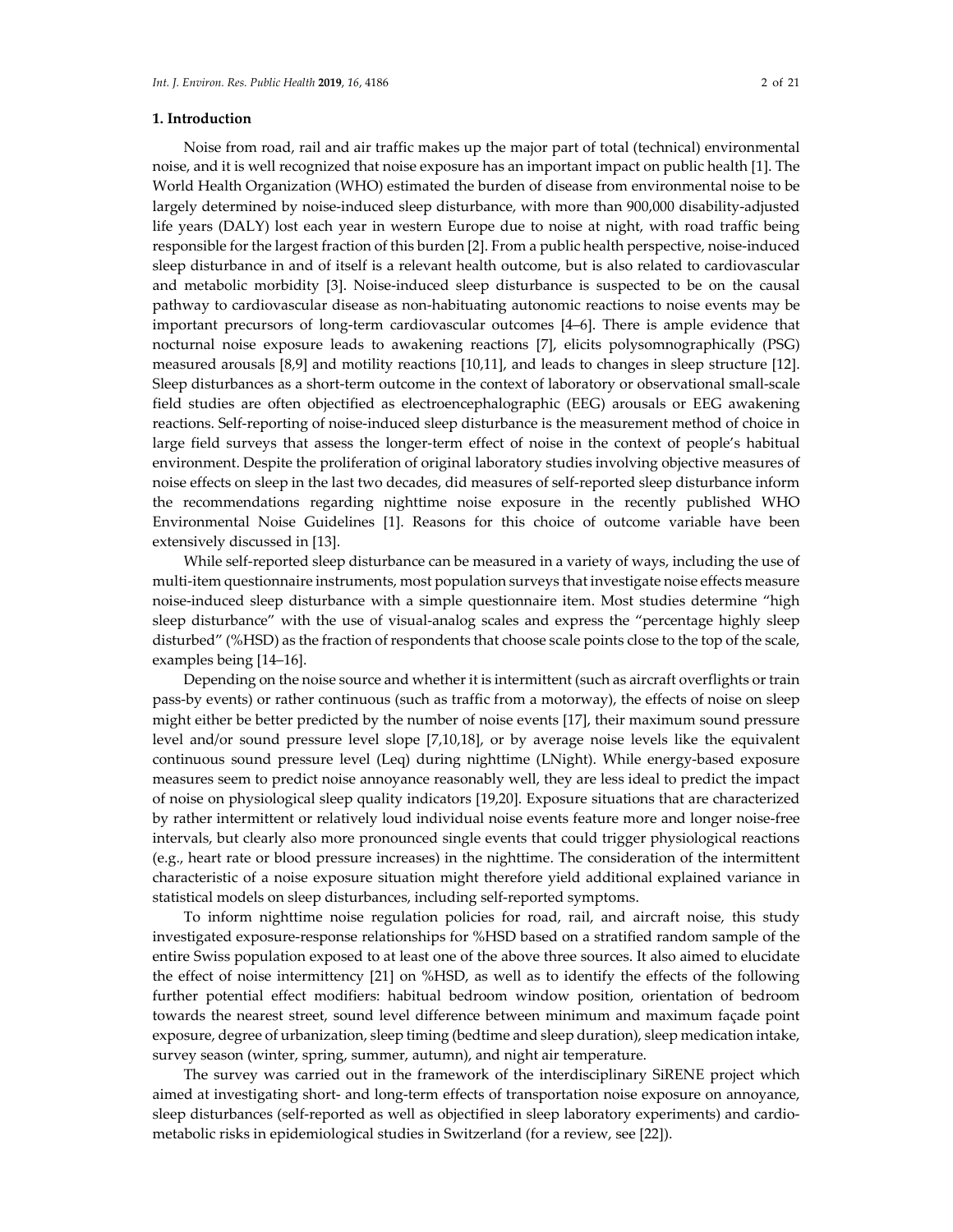## 1. Introduction

Noise from road, rail and air traffic makes up the major part of total (technical) environmental noise, and it is well recognized that noise exposure has an important impact on public health [1]. The World Health Organization (WHO) estimated the burden of disease from environmental noise to be largely determined by noise-induced sleep disturbance, with more than 900,000 disability-adjusted life years (DALY) lost each year in western Europe due to noise at night, with road traffic being responsible for the largest fraction of this burden [2]. From a public health perspective, noise-induced sleep disturbance in and of itself is a relevant health outcome, but is also related to cardiovascular and metabolic morbidity [3]. Noise-induced sleep disturbance is suspected to be on the causal pathway to cardiovascular disease as non-habituating autonomic reactions to noise events may be important precursors of long-term cardiovascular outcomes [4–6]. There is ample evidence that nocturnal noise exposure leads to awakening reactions [7], elicits polysomnographically (PSG) measured arousals [8,9] and motility reactions [10,11], and leads to changes in sleep structure [12]. Sleep disturbances as a short-term outcome in the context of laboratory or observational small-scale field studies are often objectified as electroencephalographic (EEG) arousals or EEG awakening reactions. Self-reporting of noise-induced sleep disturbance is the measurement method of choice in large field surveys that assess the longer-term effect of noise in the context of people's habitual environment. Despite the proliferation of original laboratory studies involving objective measures of noise effects on sleep in the last two decades, did measures of self-reported sleep disturbance inform the recommendations regarding nighttime noise exposure in the recently published WHO Environmental Noise Guidelines [1]. Reasons for this choice of outcome variable have been extensively discussed in [13].

While self-reported sleep disturbance can be measured in a variety of ways, including the use of multi-item questionnaire instruments, most population surveys that investigate noise effects measure noise-induced sleep disturbance with a simple questionnaire item. Most studies determine "high sleep disturbance" with the use of visual-analog scales and express the "percentage highly sleep disturbed" (%HSD) as the fraction of respondents that choose scale points close to the top of the scale, examples being [14–16].

Depending on the noise source and whether it is intermittent (such as aircraft overflights or train pass-by events) or rather continuous (such as traffic from a motorway), the effects of noise on sleep might either be better predicted by the number of noise events [17], their maximum sound pressure level and/or sound pressure level slope [7,10,18], or by average noise levels like the equivalent continuous sound pressure level (Leq) during nighttime (LNight). While energy-based exposure measures seem to predict noise annoyance reasonably well, they are less ideal to predict the impact of noise on physiological sleep quality indicators [19,20]. Exposure situations that are characterized by rather intermittent or relatively loud individual noise events feature more and longer noise-free intervals, but clearly also more pronounced single events that could trigger physiological reactions (e.g., heart rate or blood pressure increases) in the nighttime. The consideration of the intermittent characteristic of a noise exposure situation might therefore yield additional explained variance in statistical models on sleep disturbances, including self-reported symptoms.

To inform nighttime noise regulation policies for road, rail, and aircraft noise, this study investigated exposure-response relationships for %HSD based on a stratified random sample of the entire Swiss population exposed to at least one of the above three sources. It also aimed to elucidate the effect of noise intermittency [21] on %HSD, as well as to identify the effects of the following further potential effect modifiers: habitual bedroom window position, orientation of bedroom towards the nearest street, sound level difference between minimum and maximum façade point exposure, degree of urbanization, sleep timing (bedtime and sleep duration), sleep medication intake, survey season (winter, spring, summer, autumn), and night air temperature.

The survey was carried out in the framework of the interdisciplinary SiRENE project which aimed at investigating short- and long-term effects of transportation noise exposure on annoyance, sleep disturbances (self-reported as well as objectified in sleep laboratory experiments) and cardio-metabolic risks in epidemiological studies in Switzerland (for a review, see [22]).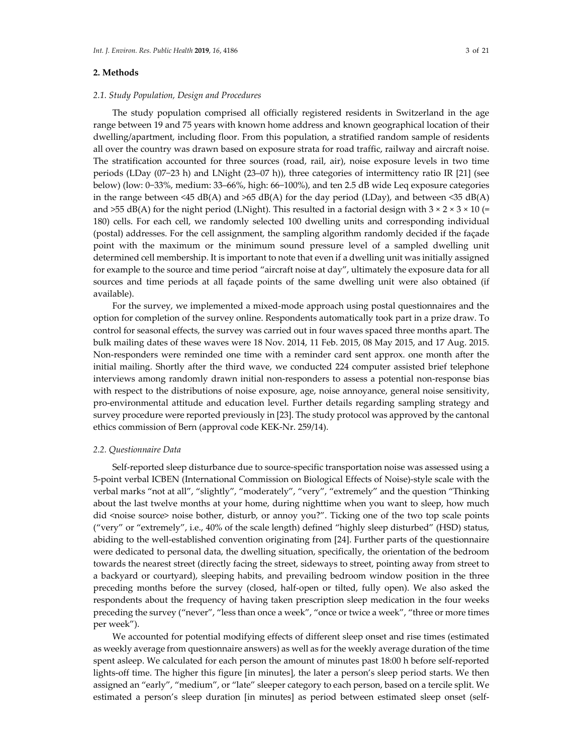## 2. Methods

### *2.1. Study Population, Design and Procedures*

The study population comprised all officially registered residents in Switzerland in the age range between 19 and 75 years with known home address and known geographical location of their dwelling/apartment, including floor. From this population, a stratified random sample of residents all over the country was drawn based on exposure strata for road traffic, railway and aircraft noise. The stratification accounted for three sources (road, rail, air), noise exposure levels in two time periods (LDay (07–23 h) and LNight (23–07 h)), three categories of intermittency ratio IR [21] (see below) (low: 0–33%, medium: 33–66%, high: 66–100%), and ten 2.5 dB wide Leq exposure categories in the range between <45 dB(A) and >65 dB(A) for the day period (LDay), and between <35 dB(A) and >55 dB(A) for the night period (LNight). This resulted in a factorial design with $3 \times 2 \times 3 \times 10$ (= 180) cells. For each cell, we randomly selected 100 dwelling units and corresponding individual (postal) addresses. For the cell assignment, the sampling algorithm randomly decided if the façade point with the maximum or the minimum sound pressure level of a sampled dwelling unit determined cell membership. It is important to note that even if a dwelling unit was initially assigned for example to the source and time period "aircraft noise at day", ultimately the exposure data for all sources and time periods at all façade points of the same dwelling unit were also obtained (if available).

For the survey, we implemented a mixed-mode approach using postal questionnaires and the option for completion of the survey online. Respondents automatically took part in a prize draw. To control for seasonal effects, the survey was carried out in four waves spaced three months apart. The bulk mailing dates of these waves were 18 Nov. 2014, 11 Feb. 2015, 08 May 2015, and 17 Aug. 2015. Non-responders were reminded one time with a reminder card sent approx. one month after the initial mailing. Shortly after the third wave, we conducted 224 computer assisted brief telephone interviews among randomly drawn initial non-responders to assess a potential non-response bias with respect to the distributions of noise exposure, age, noise annoyance, general noise sensitivity, pro-environmental attitude and education level. Further details regarding sampling strategy and survey procedure were reported previously in [23]. The study protocol was approved by the cantonal ethics commission of Bern (approval code KEK-Nr. 259/14).

### *2.2. Questionnaire Data*

Self-reported sleep disturbance due to source-specific transportation noise was assessed using a 5-point verbal ICBEN (International Commission on Biological Effects of Noise)-style scale with the verbal marks "not at all", "slightly", "moderately", "very", "extremely" and the question "Thinking about the last twelve months at your home, during nighttime when you want to sleep, how much did <noise source> noise bother, disturb, or annoy you?". Ticking one of the two top scale points ("very" or "extremely", i.e., 40% of the scale length) defined "highly sleep disturbed" (HSD) status, abiding to the well-established convention originating from [24]. Further parts of the questionnaire were dedicated to personal data, the dwelling situation, specifically, the orientation of the bedroom towards the nearest street (directly facing the street, sideways to street, pointing away from street to a backyard or courtyard), sleeping habits, and prevailing bedroom window position in the three preceding months before the survey (closed, half-open or tilted, fully open). We also asked the respondents about the frequency of having taken prescription sleep medication in the four weeks preceding the survey ("never", "less than once a week", "once or twice a week", "three or more times per week").

We accounted for potential modifying effects of different sleep onset and rise times (estimated as weekly average from questionnaire answers) as well as for the weekly average duration of the time spent asleep. We calculated for each person the amount of minutes past 18:00 h before self-reported lights-off time. The higher this figure [in minutes], the later a person's sleep period starts. We then assigned an "early", "medium", or "late" sleeper category to each person, based on a tercile split. We estimated a person's sleep duration [in minutes] as period between estimated sleep onset (self-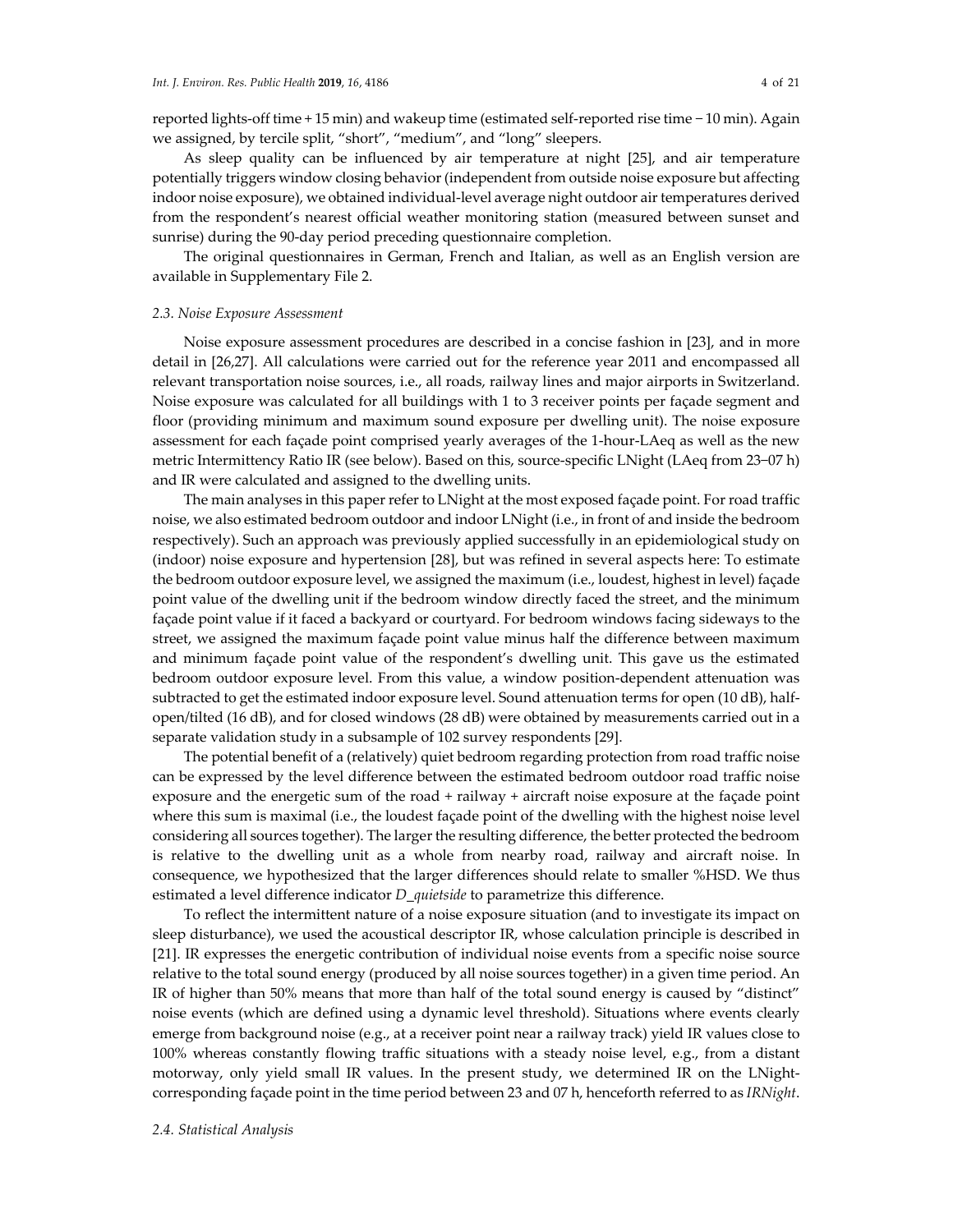reported lights-off time + 15 min) and wakeup time (estimated self-reported rise time − 10 min). Again we assigned, by tercile split, "short", "medium", and "long" sleepers.

As sleep quality can be influenced by air temperature at night [25], and air temperature potentially triggers window closing behavior (independent from outside noise exposure but affecting indoor noise exposure), we obtained individual-level average night outdoor air temperatures derived from the respondent's nearest official weather monitoring station (measured between sunset and sunrise) during the 90-day period preceding questionnaire completion.

The original questionnaires in German, French and Italian, as well as an English version are available in Supplementary File 2.

### *2.3. Noise Exposure Assessment*

Noise exposure assessment procedures are described in a concise fashion in [23], and in more detail in [26,27]. All calculations were carried out for the reference year 2011 and encompassed all relevant transportation noise sources, i.e., all roads, railway lines and major airports in Switzerland. Noise exposure was calculated for all buildings with 1 to 3 receiver points per façade segment and floor (providing minimum and maximum sound exposure per dwelling unit). The noise exposure assessment for each façade point comprised yearly averages of the 1-hour-LAeq as well as the new metric Intermittency Ratio IR (see below). Based on this, source-specific LNight (LAeq from 23–07 h) and IR were calculated and assigned to the dwelling units.

The main analyses in this paper refer to LNight at the most exposed façade point. For road traffic noise, we also estimated bedroom outdoor and indoor LNight (i.e., in front of and inside the bedroom respectively). Such an approach was previously applied successfully in an epidemiological study on (indoor) noise exposure and hypertension [28], but was refined in several aspects here: To estimate the bedroom outdoor exposure level, we assigned the maximum (i.e., loudest, highest in level) façade point value of the dwelling unit if the bedroom window directly faced the street, and the minimum façade point value if it faced a backyard or courtyard. For bedroom windows facing sideways to the street, we assigned the maximum façade point value minus half the difference between maximum and minimum façade point value of the respondent's dwelling unit. This gave us the estimated bedroom outdoor exposure level. From this value, a window position-dependent attenuation was subtracted to get the estimated indoor exposure level. Sound attenuation terms for open (10 dB), half-open/tilted (16 dB), and for closed windows (28 dB) were obtained by measurements carried out in a separate validation study in a subsample of 102 survey respondents [29].

The potential benefit of a (relatively) quiet bedroom regarding protection from road traffic noise can be expressed by the level difference between the estimated bedroom outdoor road traffic noise exposure and the energetic sum of the road + railway + aircraft noise exposure at the façade point where this sum is maximal (i.e., the loudest façade point of the dwelling with the highest noise level considering all sources together). The larger the resulting difference, the better protected the bedroom is relative to the dwelling unit as a whole from nearby road, railway and aircraft noise. In consequence, we hypothesized that the larger differences should relate to smaller %HSD. We thus estimated a level difference indicator *D_quietside* to parametrize this difference.

To reflect the intermittent nature of a noise exposure situation (and to investigate its impact on sleep disturbance), we used the acoustical descriptor IR, whose calculation principle is described in [21]. IR expresses the energetic contribution of individual noise events from a specific noise source relative to the total sound energy (produced by all noise sources together) in a given time period. An IR of higher than 50% means that more than half of the total sound energy is caused by "distinct" noise events (which are defined using a dynamic level threshold). Situations where events clearly emerge from background noise (e.g., at a receiver point near a railway track) yield IR values close to 100% whereas constantly flowing traffic situations with a steady noise level, e.g., from a distant motorway, only yield small IR values. In the present study, we determined IR on the LNight-corresponding façade point in the time period between 23 and 07 h, henceforth referred to as *IRNight*.

### *2.4. Statistical Analysis*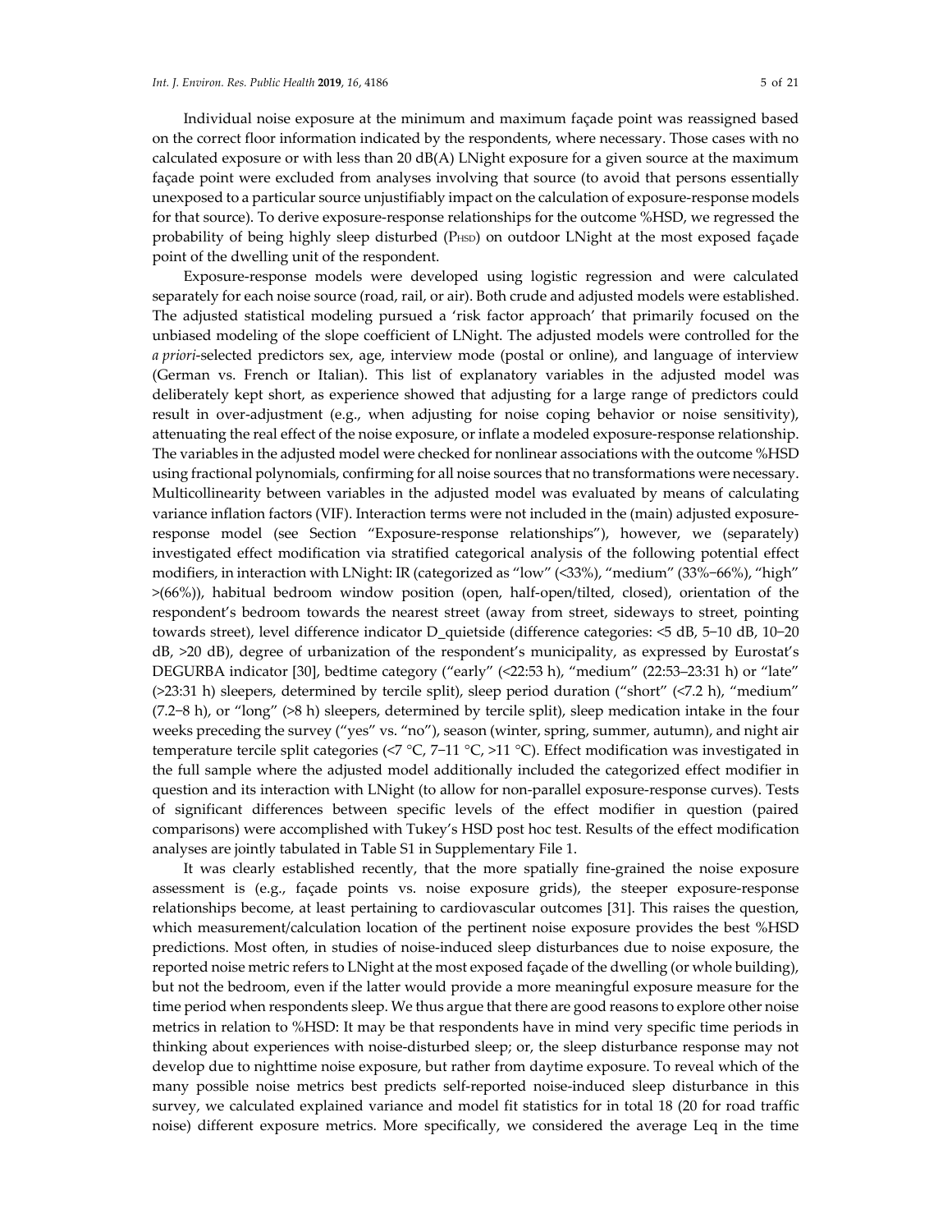Individual noise exposure at the minimum and maximum façade point was reassigned based on the correct floor information indicated by the respondents, where necessary. Those cases with no calculated exposure or with less than 20 dB(A) LNight exposure for a given source at the maximum façade point were excluded from analyses involving that source (to avoid that persons essentially unexposed to a particular source unjustifiably impact on the calculation of exposure-response models for that source). To derive exposure-response relationships for the outcome %HSD, we regressed the probability of being highly sleep disturbed ($P_{HSD}$) on outdoor LNight at the most exposed façade point of the dwelling unit of the respondent.

Exposure-response models were developed using logistic regression and were calculated separately for each noise source (road, rail, or air). Both crude and adjusted models were established. The adjusted statistical modeling pursued a 'risk factor approach' that primarily focused on the unbiased modeling of the slope coefficient of LNight. The adjusted models were controlled for the *a priori*-selected predictors sex, age, interview mode (postal or online), and language of interview (German vs. French or Italian). This list of explanatory variables in the adjusted model was deliberately kept short, as experience showed that adjusting for a large range of predictors could result in over-adjustment (e.g., when adjusting for noise coping behavior or noise sensitivity), attenuating the real effect of the noise exposure, or inflate a modeled exposure-response relationship. The variables in the adjusted model were checked for nonlinear associations with the outcome %HSD using fractional polynomials, confirming for all noise sources that no transformations were necessary. Multicollinearity between variables in the adjusted model was evaluated by means of calculating variance inflation factors (VIF). Interaction terms were not included in the (main) adjusted exposure-response model (see Section "Exposure-response relationships"), however, we (separately) investigated effect modification via stratified categorical analysis of the following potential effect modifiers, in interaction with LNight: IR (categorized as "low" (<33%), "medium" (33%–66%), "high" >(66%)), habitual bedroom window position (open, half-open/tilted, closed), orientation of the respondent's bedroom towards the nearest street (away from street, sideways to street, pointing towards street), level difference indicator D_quietside (difference categories: <5 dB, 5–10 dB, 10–20 dB, >20 dB), degree of urbanization of the respondent's municipality, as expressed by Eurostat's DEGURBA indicator [30], bedtime category ("early" (<22:53 h), "medium" (22:53–23:31 h) or "late" (>23:31 h) sleepers, determined by tercile split), sleep period duration ("short" (<7.2 h), "medium" (7.2–8 h), or "long" (>8 h) sleepers, determined by tercile split), sleep medication intake in the four weeks preceding the survey ("yes" vs. "no"), season (winter, spring, summer, autumn), and night air temperature tercile split categories (<7 °C, 7–11 °C, >11 °C). Effect modification was investigated in the full sample where the adjusted model additionally included the categorized effect modifier in question and its interaction with LNight (to allow for non-parallel exposure-response curves). Tests of significant differences between specific levels of the effect modifier in question (paired comparisons) were accomplished with Tukey's HSD post hoc test. Results of the effect modification analyses are jointly tabulated in Table S1 in Supplementary File 1.

It was clearly established recently, that the more spatially fine-grained the noise exposure assessment is (e.g., façade points vs. noise exposure grids), the steeper exposure-response relationships become, at least pertaining to cardiovascular outcomes [31]. This raises the question, which measurement/calculation location of the pertinent noise exposure provides the best %HSD predictions. Most often, in studies of noise-induced sleep disturbances due to noise exposure, the reported noise metric refers to LNight at the most exposed façade of the dwelling (or whole building), but not the bedroom, even if the latter would provide a more meaningful exposure measure for the time period when respondents sleep. We thus argue that there are good reasons to explore other noise metrics in relation to %HSD: It may be that respondents have in mind very specific time periods in thinking about experiences with noise-disturbed sleep; or, the sleep disturbance response may not develop due to nighttime noise exposure, but rather from daytime exposure. To reveal which of the many possible noise metrics best predicts self-reported noise-induced sleep disturbance in this survey, we calculated explained variance and model fit statistics for in total 18 (20 for road traffic noise) different exposure metrics. More specifically, we considered the average Leq in the time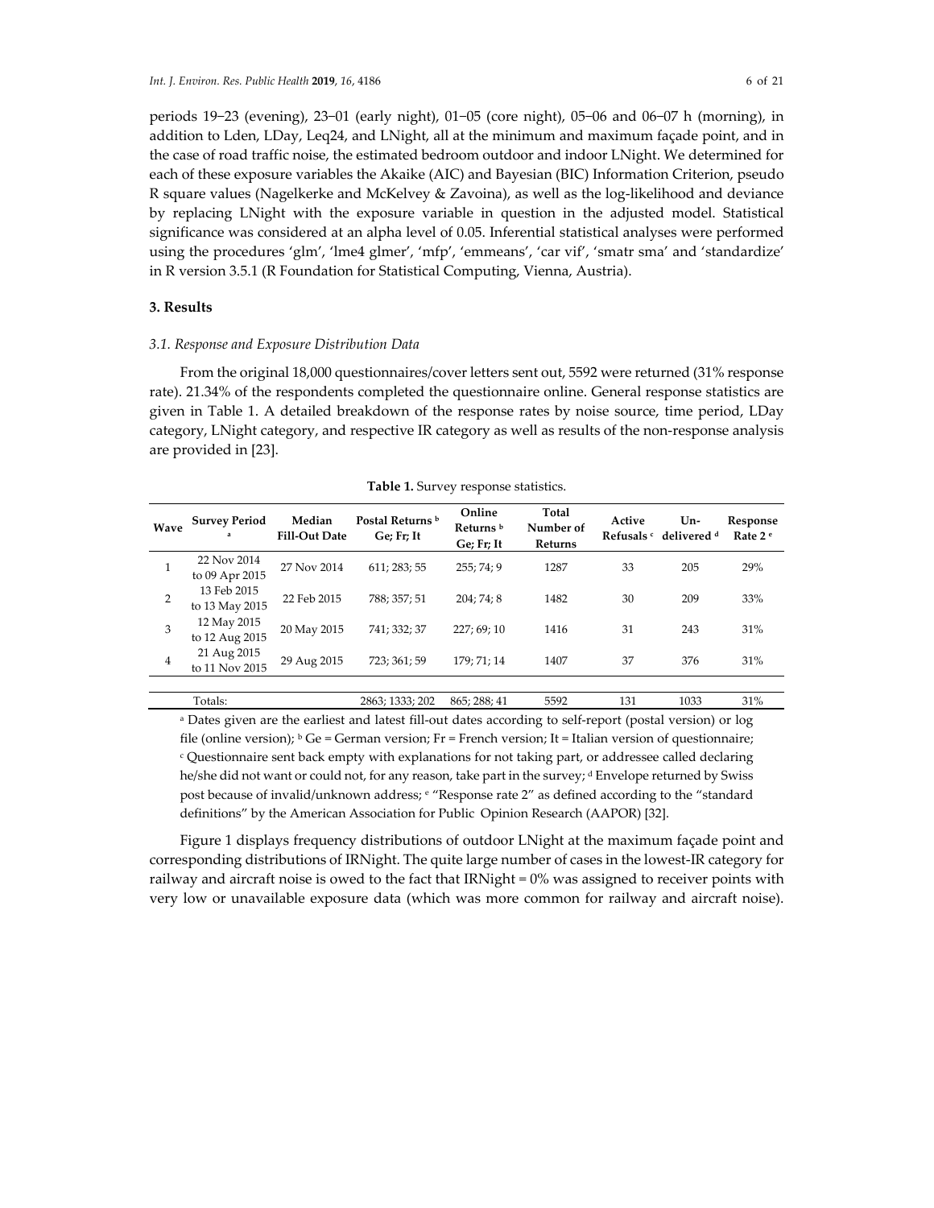periods 19–23 (evening), 23–01 (early night), 01–05 (core night), 05–06 and 06–07 h (morning), in addition to Lden, LDay, Leq24, and LNight, all at the minimum and maximum façade point, and in the case of road traffic noise, the estimated bedroom outdoor and indoor LNight. We determined for each of these exposure variables the Akaike (AIC) and Bayesian (BIC) Information Criterion, pseudo R square values (Nagelkerke and McKelvey & Zavoina), as well as the log-likelihood and deviance by replacing LNight with the exposure variable in question in the adjusted model. Statistical significance was considered at an alpha level of 0.05. Inferential statistical analyses were performed using the procedures 'glm', 'lme4 glmer', 'mfp', 'emmeans', 'car vif', 'smatr sma' and 'standardize' in R version 3.5.1 (R Foundation for Statistical Computing, Vienna, Austria).

## 3. Results

### 3.1. Response and Exposure Distribution Data

From the original 18,000 questionnaires/cover letters sent out, 5592 were returned (31% response rate). 21.34% of the respondents completed the questionnaire online. General response statistics are given in Table 1. A detailed breakdown of the response rates by noise source, time period, LDay category, LNight category, and respective IR category as well as results of the non-response analysis are provided in [23].

**Table 1.** Survey response statistics.

| Wave | Survey Period [a] | Median Fill-Out Date | Postal Returns [b] Ge; Fr; It | Online Returns [b] Ge; Fr; It | Total Number of Returns | Active Refusals [c] | Un-delivered [d] | Response Rate 2 [e] |
|---|---|---|---|---|---|---|---|---|
| 1 | 22 Nov 2014 to 09 Apr 2015 | 27 Nov 2014 | 611; 283; 55 | 255; 74; 9 | 1287 | 33 | 205 | 29% |
| 2 | 13 Feb 2015 to 13 May 2015 | 22 Feb 2015 | 788; 357; 51 | 204; 74; 8 | 1482 | 30 | 209 | 33% |
| 3 | 12 May 2015 to 12 Aug 2015 | 20 May 2015 | 741; 332; 37 | 227; 69; 10 | 1416 | 31 | 243 | 31% |
| 4 | 21 Aug 2015 to 11 Nov 2015 | 29 Aug 2015 | 723; 361; 59 | 179; 71; 14 | 1407 | 37 | 376 | 31% |
| | Totals: | | 2863; 1333; 202 | 865; 288; 41 | 5592 | 131 | 1033 | 31% |

[a] Dates given are the earliest and latest fill-out dates according to self-report (postal version) or log file (online version); [b] Ge = German version; Fr = French version; It = Italian version of questionnaire; [c] Questionnaire sent back empty with explanations for not taking part, or addressee called declaring he/she did not want or could not, for any reason, take part in the survey; [d] Envelope returned by Swiss post because of invalid/unknown address; [e] "Response rate 2" as defined according to the "standard definitions" by the American Association for Public Opinion Research (AAPOR) [32].

Figure 1 displays frequency distributions of outdoor LNight at the maximum façade point and corresponding distributions of IRNight. The quite large number of cases in the lowest-IR category for railway and aircraft noise is owed to the fact that IRNight = 0% was assigned to receiver points with very low or unavailable exposure data (which was more common for railway and aircraft noise).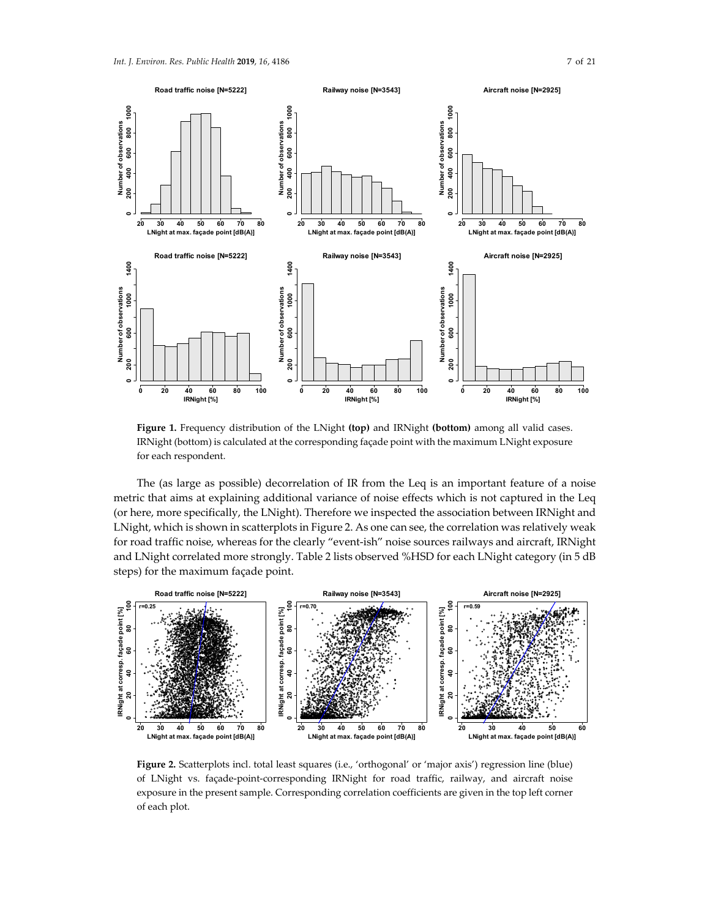**Figure 1.** Frequency distribution of the LNight **(top)** and IRNight **(bottom)** among all valid cases. IRNight (bottom) is calculated at the corresponding façade point with the maximum LNight exposure for each respondent.

The (as large as possible) decorrelation of IR from the Leq is an important feature of a noise metric that aims at explaining additional variance of noise effects which is not captured in the Leq (or here, more specifically, the LNight). Therefore we inspected the association between IRNight and LNight, which is shown in scatterplots in Figure 2. As one can see, the correlation was relatively weak for road traffic noise, whereas for the clearly "event-ish" noise sources railways and aircraft, IRNight and LNight correlated more strongly. Table 2 lists observed %HSD for each LNight category (in 5 dB steps) for the maximum façade point.

**Figure 2.** Scatterplots incl. total least squares (i.e., 'orthogonal' or 'major axis') regression line (blue) of LNight vs. façade-point-corresponding IRNight for road traffic, railway, and aircraft noise exposure in the present sample. Corresponding correlation coefficients are given in the top left corner of each plot.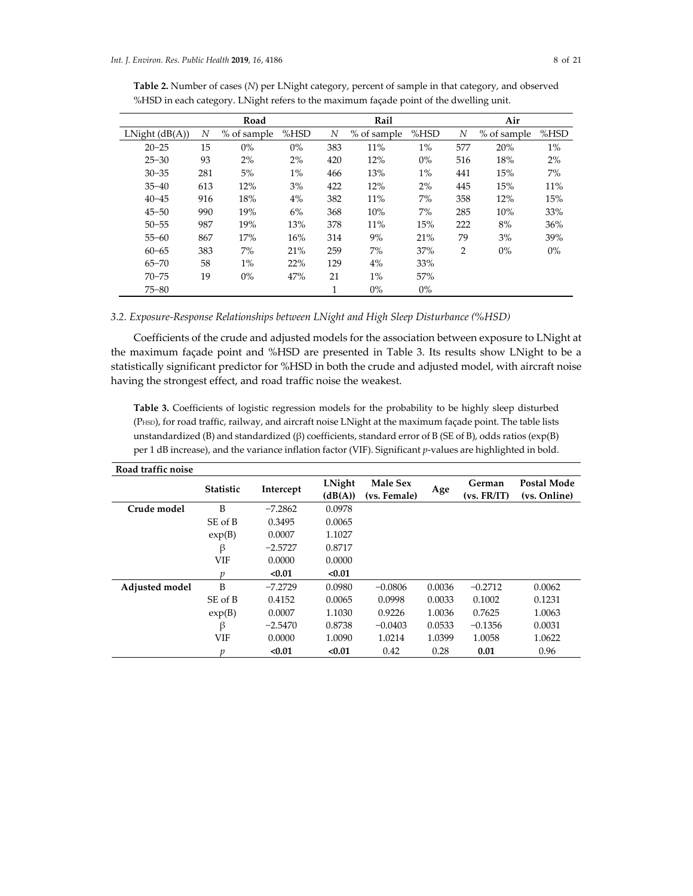**Table 2.** Number of cases (*N*) per LNight category, percent of sample in that category, and observed %HSD in each category. LNight refers to the maximum façade point of the dwelling unit.

| | Road | | | Rail | | | Air | | |
|---|---|---|---|---|---|---|---|---|---|
| LNight (dB(A)) | *N* | % of sample | %HSD | *N* | % of sample | %HSD | *N* | % of sample | %HSD |
| 20–25 | 15 | 0% | 0% | 383 | 11% | 1% | 577 | 20% | 1% |
| 25–30 | 93 | 2% | 2% | 420 | 12% | 0% | 516 | 18% | 2% |
| 30–35 | 281 | 5% | 1% | 466 | 13% | 1% | 441 | 15% | 7% |
| 35–40 | 613 | 12% | 3% | 422 | 12% | 2% | 445 | 15% | 11% |
| 40–45 | 916 | 18% | 4% | 382 | 11% | 7% | 358 | 12% | 15% |
| 45–50 | 990 | 19% | 6% | 368 | 10% | 7% | 285 | 10% | 33% |
| 50–55 | 987 | 19% | 13% | 378 | 11% | 15% | 222 | 8% | 36% |
| 55–60 | 867 | 17% | 16% | 314 | 9% | 21% | 79 | 3% | 39% |
| 60–65 | 383 | 7% | 21% | 259 | 7% | 37% | 2 | 0% | 0% |
| 65–70 | 58 | 1% | 22% | 129 | 4% | 33% | | | |
| 70–75 | 19 | 0% | 47% | 21 | 1% | 57% | | | |
| 75–80 | | | | 1 | 0% | 0% | | | |

### 3.2. Exposure-Response Relationships between LNight and High Sleep Disturbance (%HSD)

Coefficients of the crude and adjusted models for the association between exposure to LNight at the maximum façade point and %HSD are presented in Table 3. Its results show LNight to be a statistically significant predictor for %HSD in both the crude and adjusted model, with aircraft noise having the strongest effect, and road traffic noise the weakest.

**Table 3.** Coefficients of logistic regression models for the probability to be highly sleep disturbed ($P_{HSD}$), for road traffic, railway, and aircraft noise LNight at the maximum façade point. The table lists unstandardized (B) and standardized (β) coefficients, standard error of B (SE of B), odds ratios (exp(B) per 1 dB increase), and the variance inflation factor (VIF). Significant *p*-values are highlighted in bold.

| **Road traffic noise** | | | | | | | |
|---|---|---|---|---|---|---|---|
| | **Statistic** | **Intercept** | **LNight (dB(A))** | **Male Sex (vs. Female)** | **Age** | **German (vs. FR/IT)** | **Postal Mode (vs. Online)** |
| **Crude model** | B | −7.2862 | 0.0978 | | | | |
| | SE of B | 0.3495 | 0.0065 | | | | |
| | exp(B) | 0.0007 | 1.1027 | | | | |
| | β | −2.5727 | 0.8717 | | | | |
| | VIF | 0.0000 | 0.0000 | | | | |
| | *p* | **<0.01** | **<0.01** | | | | |
| **Adjusted model** | B | −7.2729 | 0.0980 | −0.0806 | 0.0036 | −0.2712 | 0.0062 |
| | SE of B | 0.4152 | 0.0065 | 0.0998 | 0.0033 | 0.1002 | 0.1231 |
| | exp(B) | 0.0007 | 1.1030 | 0.9226 | 1.0036 | 0.7625 | 1.0063 |
| | β | −2.5470 | 0.8738 | −0.0403 | 0.0533 | −0.1356 | 0.0031 |
| | VIF | 0.0000 | 1.0090 | 1.0214 | 1.0399 | 1.0058 | 1.0622 |
| | *p* | **<0.01** | **<0.01** | 0.42 | 0.28 | **0.01** | 0.96 |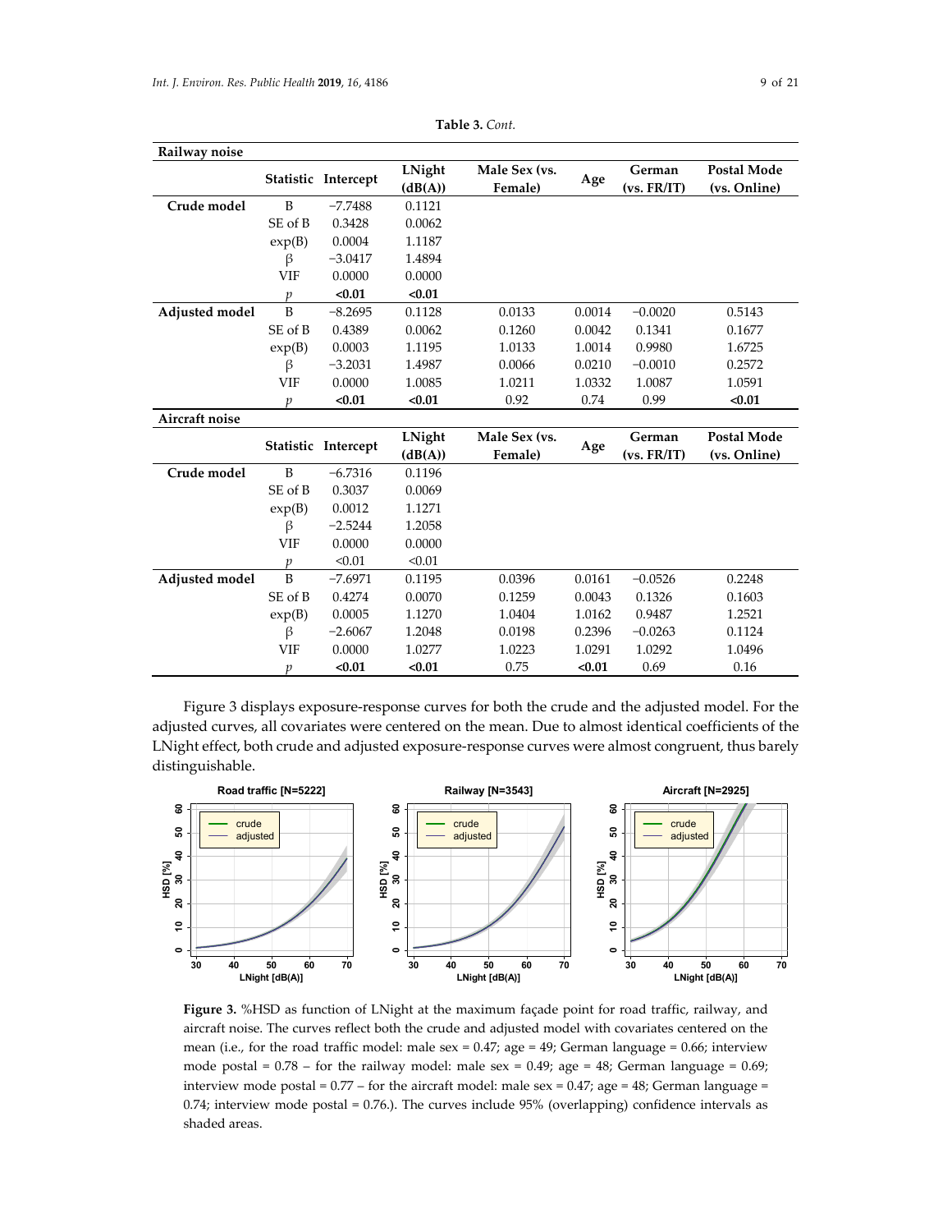**Table 3.** *Cont.*

| Railway noise | | | | | | | |
|---|---|---|---|---|---|---|---|
| | Statistic | Intercept | LNight (dB(A)) | Male Sex (vs. Female) | Age | German (vs. FR/IT) | Postal Mode (vs. Online) |
| **Crude model** | B | −7.7488 | 0.1121 | | | | |
| | SE of B | 0.3428 | 0.0062 | | | | |
| | exp(B) | 0.0004 | 1.1187 | | | | |
| | β | −3.0417 | 1.4894 | | | | |
| | VIF | 0.0000 | 0.0000 | | | | |
| | *p* | **<0.01** | **<0.01** | | | | |
| **Adjusted model** | B | −8.2695 | 0.1128 | 0.0133 | 0.0014 | −0.0020 | 0.5143 |
| | SE of B | 0.4389 | 0.0062 | 0.1260 | 0.0042 | 0.1341 | 0.1677 |
| | exp(B) | 0.0003 | 1.1195 | 1.0133 | 1.0014 | 0.9980 | 1.6725 |
| | β | −3.2031 | 1.4987 | 0.0066 | 0.0210 | −0.0010 | 0.2572 |
| | VIF | 0.0000 | 1.0085 | 1.0211 | 1.0332 | 1.0087 | 1.0591 |
| | *p* | **<0.01** | **<0.01** | 0.92 | 0.74 | 0.99 | **<0.01** |

| Aircraft noise | | | | | | | |
|---|---|---|---|---|---|---|---|
| | Statistic | Intercept | LNight (dB(A)) | Male Sex (vs. Female) | Age | German (vs. FR/IT) | Postal Mode (vs. Online) |
| **Crude model** | B | −6.7316 | 0.1196 | | | | |
| | SE of B | 0.3037 | 0.0069 | | | | |
| | exp(B) | 0.0012 | 1.1271 | | | | |
| | β | −2.5244 | 1.2058 | | | | |
| | VIF | 0.0000 | 0.0000 | | | | |
| | *p* | <0.01 | <0.01 | | | | |
| **Adjusted model** | B | −7.6971 | 0.1195 | 0.0396 | 0.0161 | −0.0526 | 0.2248 |
| | SE of B | 0.4274 | 0.0070 | 0.1259 | 0.0043 | 0.1326 | 0.1603 |
| | exp(B) | 0.0005 | 1.1270 | 1.0404 | 1.0162 | 0.9487 | 1.2521 |
| | β | −2.6067 | 1.2048 | 0.0198 | 0.2396 | −0.0263 | 0.1124 |
| | VIF | 0.0000 | 1.0277 | 1.0223 | 1.0291 | 1.0292 | 1.0496 |
| | *p* | **<0.01** | **<0.01** | 0.75 | **<0.01** | 0.69 | 0.16 |

Figure 3 displays exposure-response curves for both the crude and the adjusted model. For the adjusted curves, all covariates were centered on the mean. Due to almost identical coefficients of the LNight effect, both crude and adjusted exposure-response curves were almost congruent, thus barely distinguishable.

**Figure 3.** %HSD as function of LNight at the maximum façade point for road traffic, railway, and aircraft noise. The curves reflect both the crude and adjusted model with covariates centered on the mean (i.e., for the road traffic model: male sex = 0.47; age = 49; German language = 0.66; interview mode postal = 0.78 – for the railway model: male sex = 0.49; age = 48; German language = 0.69; interview mode postal = 0.77 – for the aircraft model: male sex = 0.47; age = 48; German language = 0.74; interview mode postal = 0.76.). The curves include 95% (overlapping) confidence intervals as shaded areas.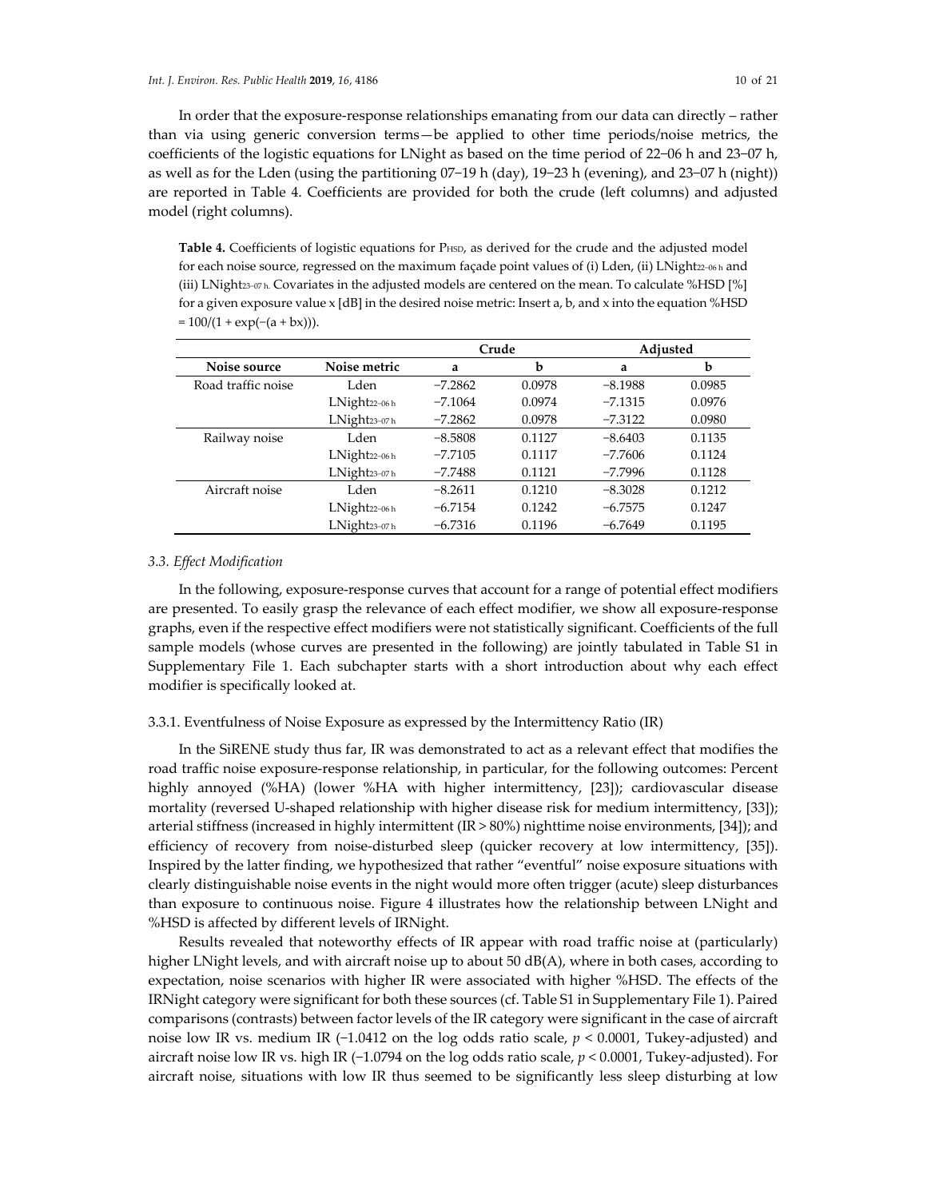In order that the exposure-response relationships emanating from our data can directly – rather than via using generic conversion terms—be applied to other time periods/noise metrics, the coefficients of the logistic equations for LNight as based on the time period of 22−06 h and 23−07 h, as well as for the Lden (using the partitioning 07−19 h (day), 19−23 h (evening), and 23−07 h (night)) are reported in Table 4. Coefficients are provided for both the crude (left columns) and adjusted model (right columns).

**Table 4.** Coefficients of logistic equations for $P_{HSD}$, as derived for the crude and the adjusted model for each noise source, regressed on the maximum façade point values of (i) Lden, (ii) $LNight_{22–06\,h}$ and (iii) $LNight_{23–07\,h}$. Covariates in the adjusted models are centered on the mean. To calculate %HSD [%] for a given exposure value x [dB] in the desired noise metric: Insert a, b, and x into the equation %HSD $= 100/(1 + \exp(-(a + bx)))$.

| | | Crude | | Adjusted | |
|---|---|---|---|---|---|
| **Noise source** | **Noise metric** | **a** | **b** | **a** | **b** |
| Road traffic noise | Lden | −7.2862 | 0.0978 | −8.1988 | 0.0985 |
| | $LNight_{22–06\,h}$ | −7.1064 | 0.0974 | −7.1315 | 0.0976 |
| | $LNight_{23–07\,h}$ | −7.2862 | 0.0978 | −7.3122 | 0.0980 |
| Railway noise | Lden | −8.5808 | 0.1127 | −8.6403 | 0.1135 |
| | $LNight_{22–06\,h}$ | −7.7105 | 0.1117 | −7.7606 | 0.1124 |
| | $LNight_{23–07\,h}$ | −7.7488 | 0.1121 | −7.7996 | 0.1128 |
| Aircraft noise | Lden | −8.2611 | 0.1210 | −8.3028 | 0.1212 |
| | $LNight_{22–06\,h}$ | −6.7154 | 0.1242 | −6.7575 | 0.1247 |
| | $LNight_{23–07\,h}$ | −6.7316 | 0.1196 | −6.7649 | 0.1195 |

### *3.3. Effect Modification*

In the following, exposure-response curves that account for a range of potential effect modifiers are presented. To easily grasp the relevance of each effect modifier, we show all exposure-response graphs, even if the respective effect modifiers were not statistically significant. Coefficients of the full sample models (whose curves are presented in the following) are jointly tabulated in Table S1 in Supplementary File 1. Each subchapter starts with a short introduction about why each effect modifier is specifically looked at.

#### 3.3.1. Eventfulness of Noise Exposure as expressed by the Intermittency Ratio (IR)

In the SiRENE study thus far, IR was demonstrated to act as a relevant effect that modifies the road traffic noise exposure-response relationship, in particular, for the following outcomes: Percent highly annoyed (%HA) (lower %HA with higher intermittency, [23]); cardiovascular disease mortality (reversed U-shaped relationship with higher disease risk for medium intermittency, [33]); arterial stiffness (increased in highly intermittent (IR > 80%) nighttime noise environments, [34]); and efficiency of recovery from noise-disturbed sleep (quicker recovery at low intermittency, [35]). Inspired by the latter finding, we hypothesized that rather "eventful" noise exposure situations with clearly distinguishable noise events in the night would more often trigger (acute) sleep disturbances than exposure to continuous noise. Figure 4 illustrates how the relationship between LNight and %HSD is affected by different levels of IRNight.

Results revealed that noteworthy effects of IR appear with road traffic noise at (particularly) higher LNight levels, and with aircraft noise up to about 50 dB(A), where in both cases, according to expectation, noise scenarios with higher IR were associated with higher %HSD. The effects of the IRNight category were significant for both these sources (cf. Table S1 in Supplementary File 1). Paired comparisons (contrasts) between factor levels of the IR category were significant in the case of aircraft noise low IR vs. medium IR (−1.0412 on the log odds ratio scale, $p < 0.0001$, Tukey-adjusted) and aircraft noise low IR vs. high IR (−1.0794 on the log odds ratio scale, $p < 0.0001$, Tukey-adjusted). For aircraft noise, situations with low IR thus seemed to be significantly less sleep disturbing at low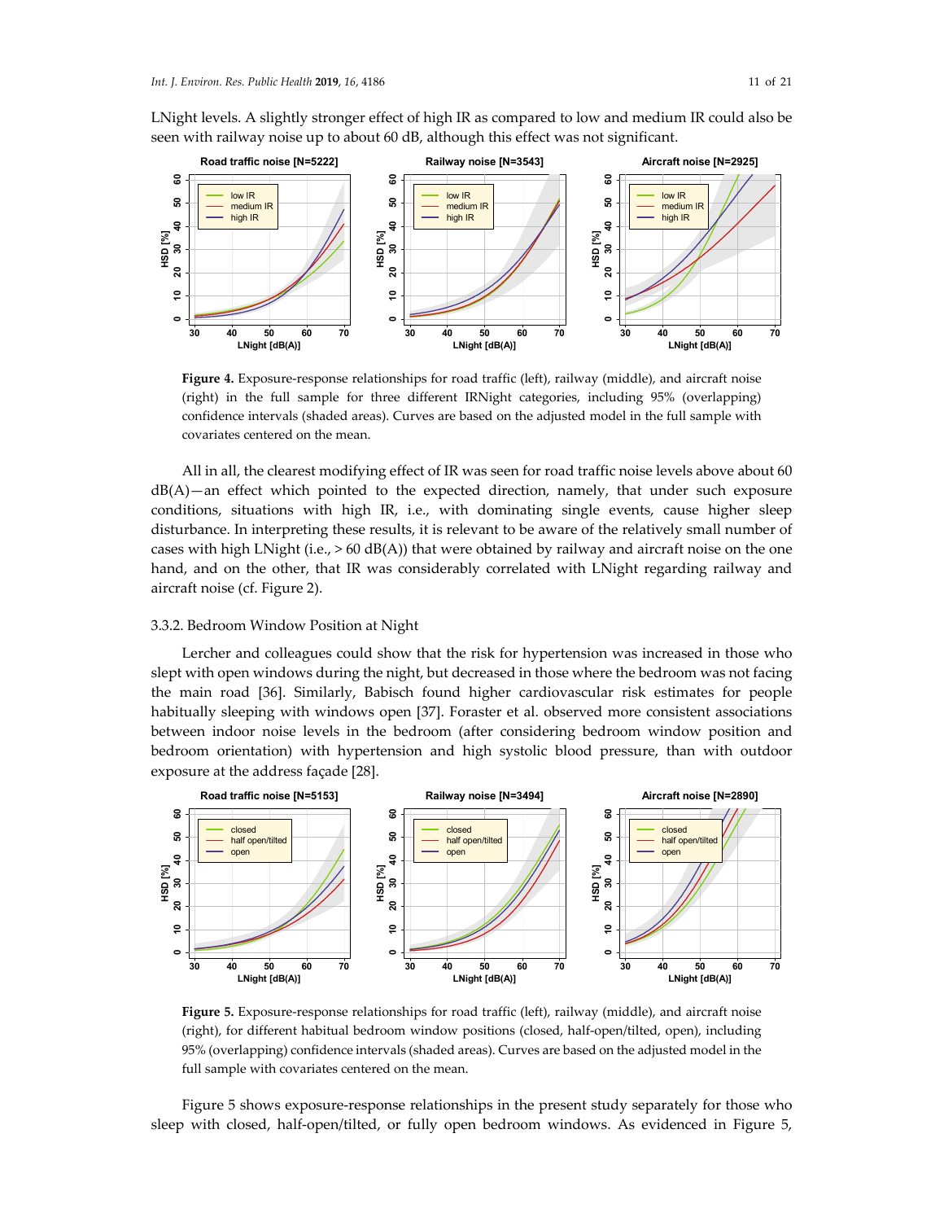LNight levels. A slightly stronger effect of high IR as compared to low and medium IR could also be seen with railway noise up to about 60 dB, although this effect was not significant.

**Figure 4.** Exposure-response relationships for road traffic (left), railway (middle), and aircraft noise (right) in the full sample for three different IRNight categories, including 95% (overlapping) confidence intervals (shaded areas). Curves are based on the adjusted model in the full sample with covariates centered on the mean.

All in all, the clearest modifying effect of IR was seen for road traffic noise levels above about 60 dB(A)—an effect which pointed to the expected direction, namely, that under such exposure conditions, situations with high IR, i.e., with dominating single events, cause higher sleep disturbance. In interpreting these results, it is relevant to be aware of the relatively small number of cases with high LNight (i.e., > 60 dB(A)) that were obtained by railway and aircraft noise on the one hand, and on the other, that IR was considerably correlated with LNight regarding railway and aircraft noise (cf. Figure 2).

### 3.3.2. Bedroom Window Position at Night

Lercher and colleagues could show that the risk for hypertension was increased in those who slept with open windows during the night, but decreased in those where the bedroom was not facing the main road [36]. Similarly, Babisch found higher cardiovascular risk estimates for people habitually sleeping with windows open [37]. Foraster et al. observed more consistent associations between indoor noise levels in the bedroom (after considering bedroom window position and bedroom orientation) with hypertension and high systolic blood pressure, than with outdoor exposure at the address façade [28].

**Figure 5.** Exposure-response relationships for road traffic (left), railway (middle), and aircraft noise (right), for different habitual bedroom window positions (closed, half-open/tilted, open), including 95% (overlapping) confidence intervals (shaded areas). Curves are based on the adjusted model in the full sample with covariates centered on the mean.

Figure 5 shows exposure-response relationships in the present study separately for those who sleep with closed, half-open/tilted, or fully open bedroom windows. As evidenced in Figure 5,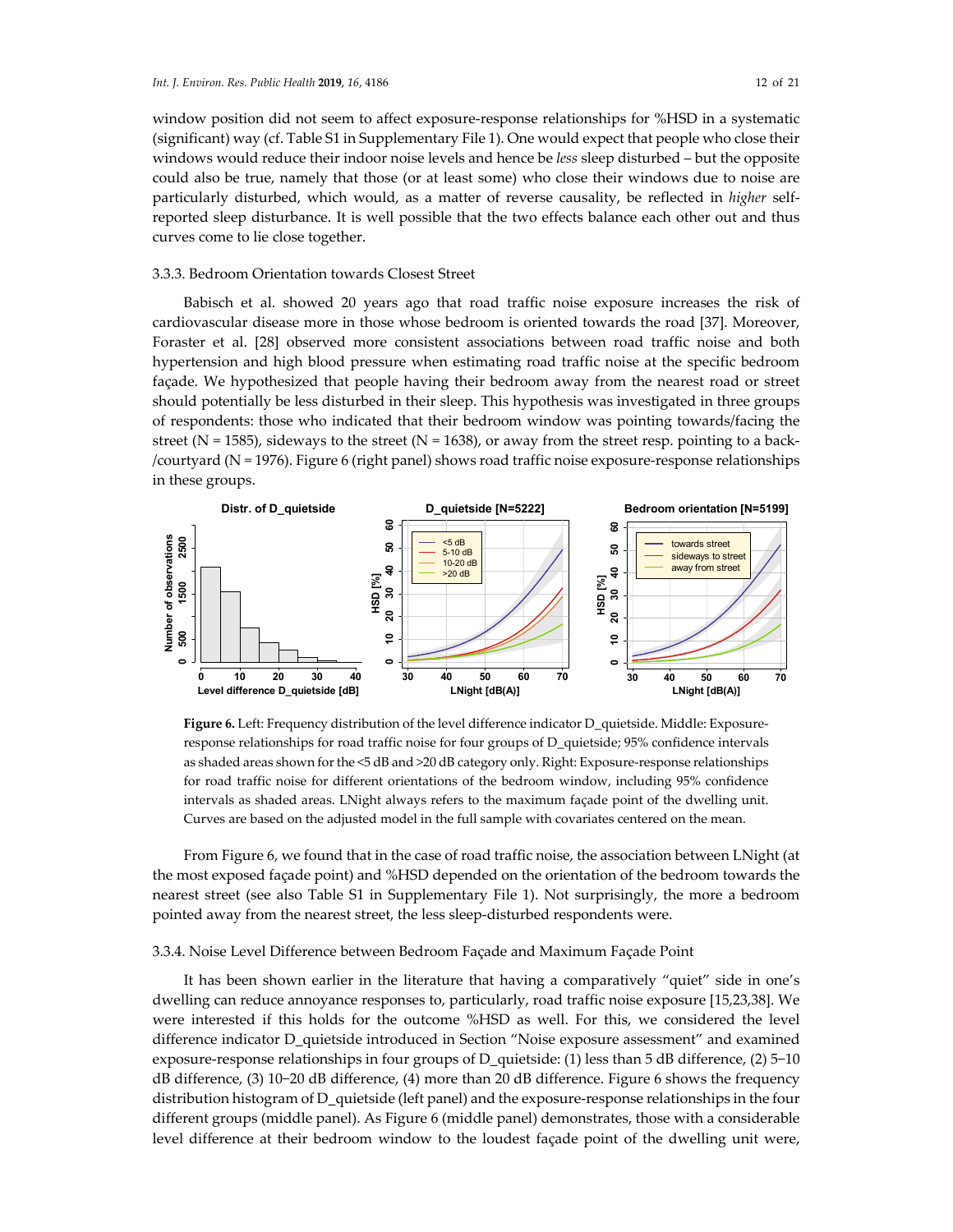window position did not seem to affect exposure-response relationships for %HSD in a systematic (significant) way (cf. Table S1 in Supplementary File 1). One would expect that people who close their windows would reduce their indoor noise levels and hence be *less* sleep disturbed – but the opposite could also be true, namely that those (or at least some) who close their windows due to noise are particularly disturbed, which would, as a matter of reverse causality, be reflected in *higher* self-reported sleep disturbance. It is well possible that the two effects balance each other out and thus curves come to lie close together.

### 3.3.3. Bedroom Orientation towards Closest Street

Babisch et al. showed 20 years ago that road traffic noise exposure increases the risk of cardiovascular disease more in those whose bedroom is oriented towards the road [37]. Moreover, Foraster et al. [28] observed more consistent associations between road traffic noise and both hypertension and high blood pressure when estimating road traffic noise at the specific bedroom façade. We hypothesized that people having their bedroom away from the nearest road or street should potentially be less disturbed in their sleep. This hypothesis was investigated in three groups of respondents: those who indicated that their bedroom window was pointing towards/facing the street (N = 1585), sideways to the street (N = 1638), or away from the street resp. pointing to a back-/courtyard (N = 1976). Figure 6 (right panel) shows road traffic noise exposure-response relationships in these groups.

**Figure 6.** Left: Frequency distribution of the level difference indicator D_quietside. Middle: Exposure-response relationships for road traffic noise for four groups of D_quietside; 95% confidence intervals as shaded areas shown for the <5 dB and >20 dB category only. Right: Exposure-response relationships for road traffic noise for different orientations of the bedroom window, including 95% confidence intervals as shaded areas. LNight always refers to the maximum façade point of the dwelling unit. Curves are based on the adjusted model in the full sample with covariates centered on the mean.

From Figure 6, we found that in the case of road traffic noise, the association between LNight (at the most exposed façade point) and %HSD depended on the orientation of the bedroom towards the nearest street (see also Table S1 in Supplementary File 1). Not surprisingly, the more a bedroom pointed away from the nearest street, the less sleep-disturbed respondents were.

### 3.3.4. Noise Level Difference between Bedroom Façade and Maximum Façade Point

It has been shown earlier in the literature that having a comparatively "quiet" side in one's dwelling can reduce annoyance responses to, particularly, road traffic noise exposure [15,23,38]. We were interested if this holds for the outcome %HSD as well. For this, we considered the level difference indicator D_quietside introduced in Section "Noise exposure assessment" and examined exposure-response relationships in four groups of D_quietside: (1) less than 5 dB difference, (2) 5–10 dB difference, (3) 10–20 dB difference, (4) more than 20 dB difference. Figure 6 shows the frequency distribution histogram of D_quietside (left panel) and the exposure-response relationships in the four different groups (middle panel). As Figure 6 (middle panel) demonstrates, those with a considerable level difference at their bedroom window to the loudest façade point of the dwelling unit were,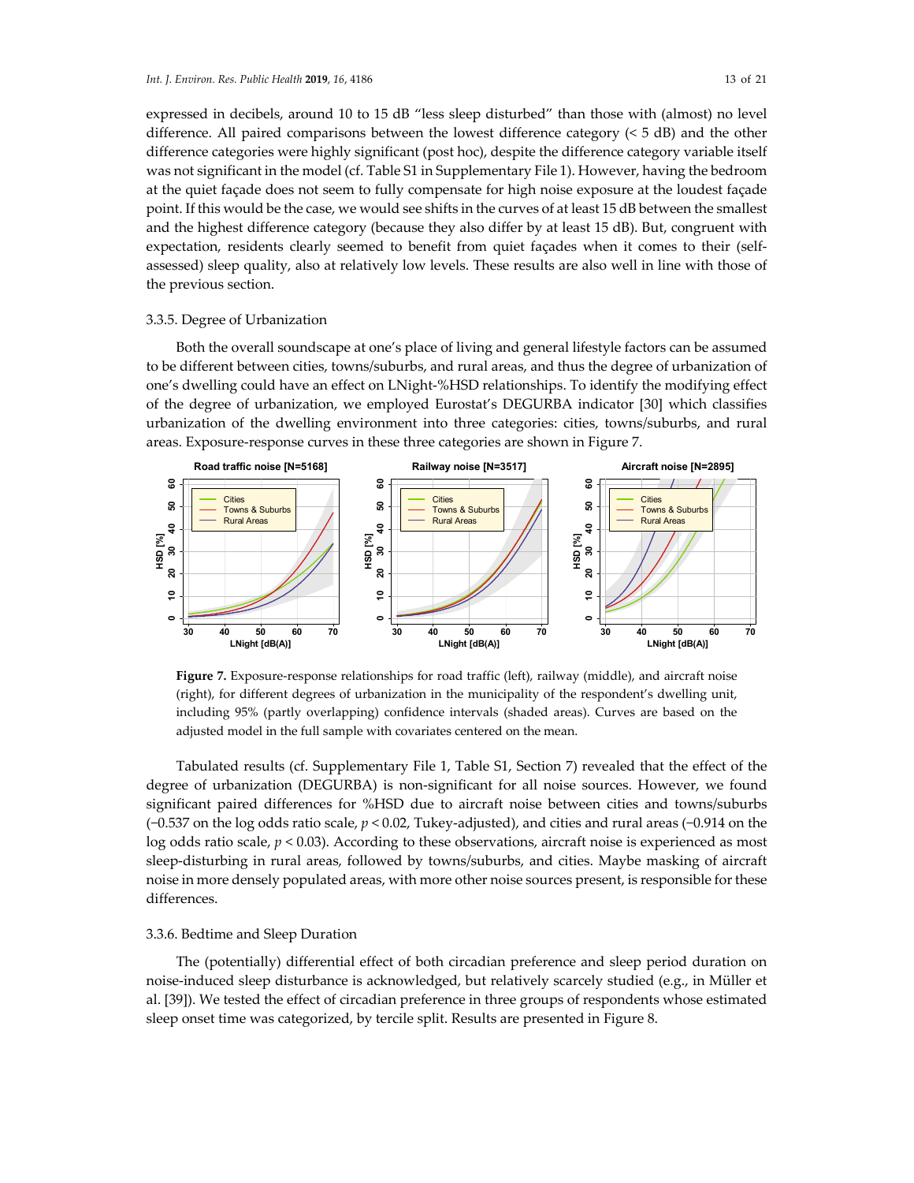expressed in decibels, around 10 to 15 dB "less sleep disturbed" than those with (almost) no level difference. All paired comparisons between the lowest difference category (< 5 dB) and the other difference categories were highly significant (post hoc), despite the difference category variable itself was not significant in the model (cf. Table S1 in Supplementary File 1). However, having the bedroom at the quiet façade does not seem to fully compensate for high noise exposure at the loudest façade point. If this would be the case, we would see shifts in the curves of at least 15 dB between the smallest and the highest difference category (because they also differ by at least 15 dB). But, congruent with expectation, residents clearly seemed to benefit from quiet façades when it comes to their (self-assessed) sleep quality, also at relatively low levels. These results are also well in line with those of the previous section.

### 3.3.5. Degree of Urbanization

Both the overall soundscape at one's place of living and general lifestyle factors can be assumed to be different between cities, towns/suburbs, and rural areas, and thus the degree of urbanization of one's dwelling could have an effect on LNight-%HSD relationships. To identify the modifying effect of the degree of urbanization, we employed Eurostat's DEGURBA indicator [30] which classifies urbanization of the dwelling environment into three categories: cities, towns/suburbs, and rural areas. Exposure-response curves in these three categories are shown in Figure 7.

**Figure 7.** Exposure-response relationships for road traffic (left), railway (middle), and aircraft noise (right), for different degrees of urbanization in the municipality of the respondent's dwelling unit, including 95% (partly overlapping) confidence intervals (shaded areas). Curves are based on the adjusted model in the full sample with covariates centered on the mean.

Tabulated results (cf. Supplementary File 1, Table S1, Section 7) revealed that the effect of the degree of urbanization (DEGURBA) is non-significant for all noise sources. However, we found significant paired differences for %HSD due to aircraft noise between cities and towns/suburbs (−0.537 on the log odds ratio scale, $p < 0.02$, Tukey-adjusted), and cities and rural areas (−0.914 on the log odds ratio scale, $p < 0.03$). According to these observations, aircraft noise is experienced as most sleep-disturbing in rural areas, followed by towns/suburbs, and cities. Maybe masking of aircraft noise in more densely populated areas, with more other noise sources present, is responsible for these differences.

### 3.3.6. Bedtime and Sleep Duration

The (potentially) differential effect of both circadian preference and sleep period duration on noise-induced sleep disturbance is acknowledged, but relatively scarcely studied (e.g., in Müller et al. [39]). We tested the effect of circadian preference in three groups of respondents whose estimated sleep onset time was categorized, by tercile split. Results are presented in Figure 8.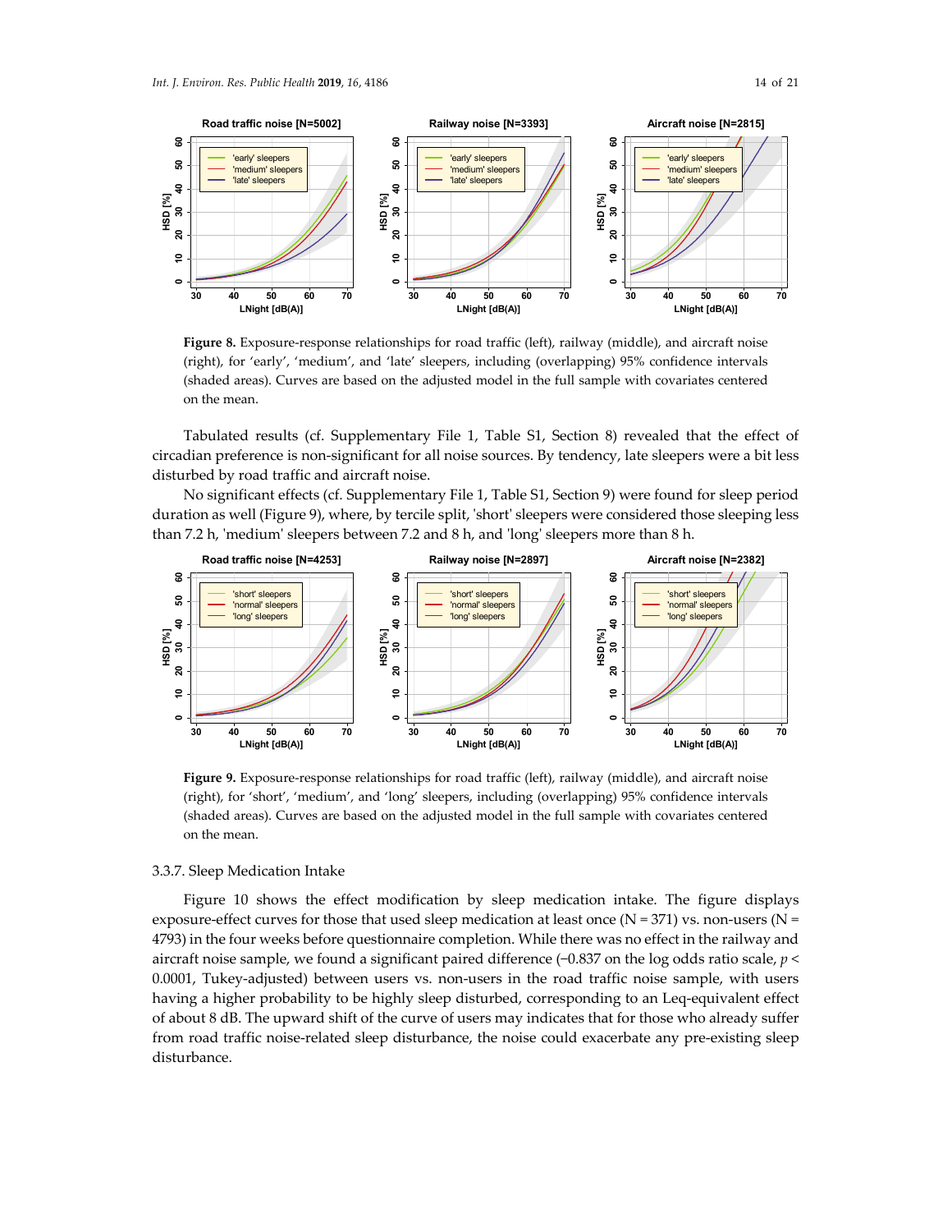**Figure 8.** Exposure-response relationships for road traffic (left), railway (middle), and aircraft noise (right), for 'early', 'medium', and 'late' sleepers, including (overlapping) 95% confidence intervals (shaded areas). Curves are based on the adjusted model in the full sample with covariates centered on the mean.

Tabulated results (cf. Supplementary File 1, Table S1, Section 8) revealed that the effect of circadian preference is non-significant for all noise sources. By tendency, late sleepers were a bit less disturbed by road traffic and aircraft noise.

No significant effects (cf. Supplementary File 1, Table S1, Section 9) were found for sleep period duration as well (Figure 9), where, by tercile split, 'short' sleepers were considered those sleeping less than 7.2 h, 'medium' sleepers between 7.2 and 8 h, and 'long' sleepers more than 8 h.

**Figure 9.** Exposure-response relationships for road traffic (left), railway (middle), and aircraft noise (right), for 'short', 'medium', and 'long' sleepers, including (overlapping) 95% confidence intervals (shaded areas). Curves are based on the adjusted model in the full sample with covariates centered on the mean.

### 3.3.7. Sleep Medication Intake

Figure 10 shows the effect modification by sleep medication intake. The figure displays exposure-effect curves for those that used sleep medication at least once (N = 371) vs. non-users (N = 4793) in the four weeks before questionnaire completion. While there was no effect in the railway and aircraft noise sample, we found a significant paired difference (−0.837 on the log odds ratio scale, $p < 0.0001$, Tukey-adjusted) between users vs. non-users in the road traffic noise sample, with users having a higher probability to be highly sleep disturbed, corresponding to an Leq-equivalent effect of about 8 dB. The upward shift of the curve of users may indicates that for those who already suffer from road traffic noise-related sleep disturbance, the noise could exacerbate any pre-existing sleep disturbance.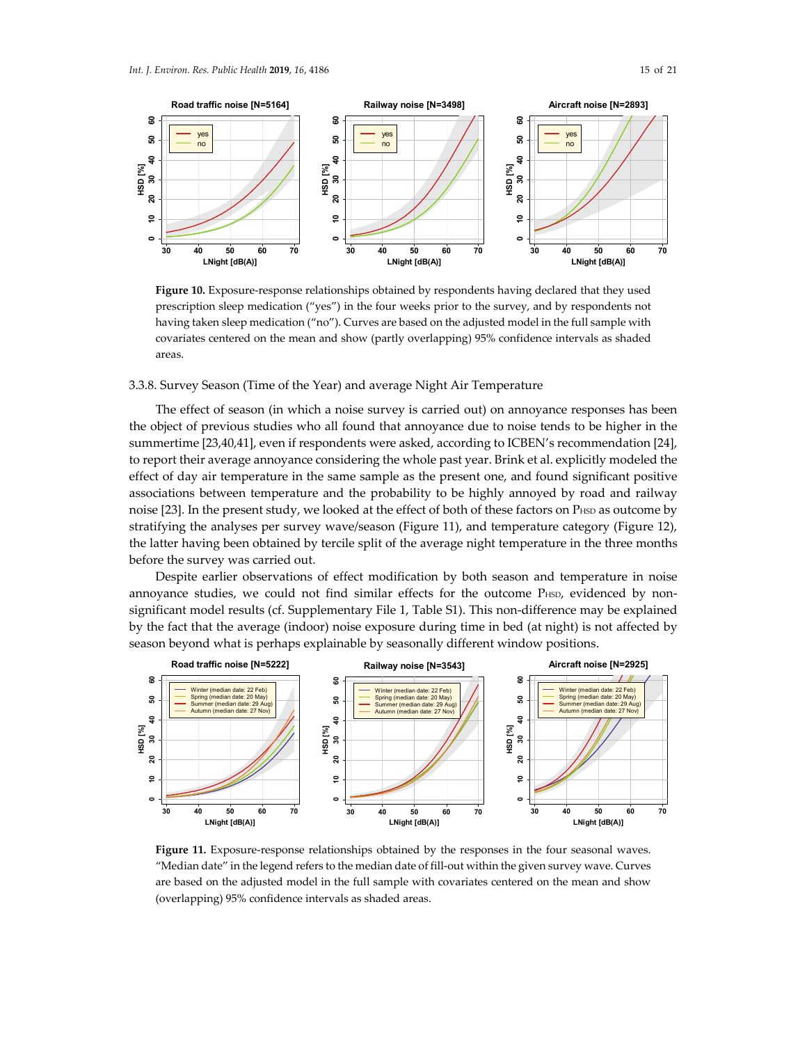**Figure 10.** Exposure-response relationships obtained by respondents having declared that they used prescription sleep medication ("yes") in the four weeks prior to the survey, and by respondents not having taken sleep medication ("no"). Curves are based on the adjusted model in the full sample with covariates centered on the mean and show (partly overlapping) 95% confidence intervals as shaded areas.

#### 3.3.8. Survey Season (Time of the Year) and average Night Air Temperature

The effect of season (in which a noise survey is carried out) on annoyance responses has been the object of previous studies who all found that annoyance due to noise tends to be higher in the summertime [23,40,41], even if respondents were asked, according to ICBEN's recommendation [24], to report their average annoyance considering the whole past year. Brink et al. explicitly modeled the effect of day air temperature in the same sample as the present one, and found significant positive associations between temperature and the probability to be highly annoyed by road and railway noise [23]. In the present study, we looked at the effect of both of these factors on $P_{HSD}$ as outcome by stratifying the analyses per survey wave/season (Figure 11), and temperature category (Figure 12), the latter having been obtained by tercile split of the average night temperature in the three months before the survey was carried out.

Despite earlier observations of effect modification by both season and temperature in noise annoyance studies, we could not find similar effects for the outcome $P_{HSD}$, evidenced by non-significant model results (cf. Supplementary File 1, Table S1). This non-difference may be explained by the fact that the average (indoor) noise exposure during time in bed (at night) is not affected by season beyond what is perhaps explainable by seasonally different window positions.

**Figure 11.** Exposure-response relationships obtained by the responses in the four seasonal waves. "Median date" in the legend refers to the median date of fill-out within the given survey wave. Curves are based on the adjusted model in the full sample with covariates centered on the mean and show (overlapping) 95% confidence intervals as shaded areas.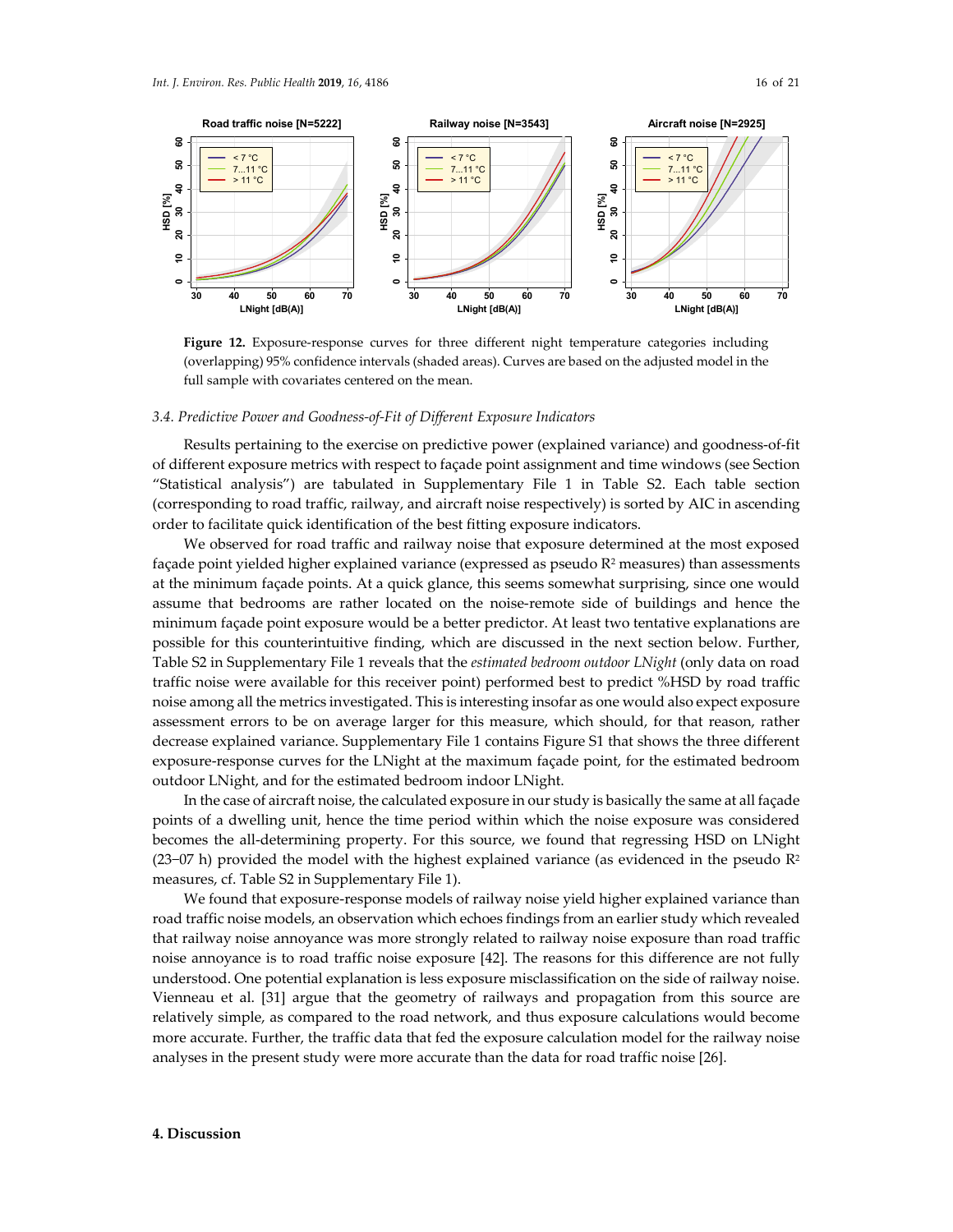**Figure 12.** Exposure-response curves for three different night temperature categories including (overlapping) 95% confidence intervals (shaded areas). Curves are based on the adjusted model in the full sample with covariates centered on the mean.

### 3.4. Predictive Power and Goodness-of-Fit of Different Exposure Indicators

Results pertaining to the exercise on predictive power (explained variance) and goodness-of-fit of different exposure metrics with respect to façade point assignment and time windows (see Section "Statistical analysis") are tabulated in Supplementary File 1 in Table S2. Each table section (corresponding to road traffic, railway, and aircraft noise respectively) is sorted by AIC in ascending order to facilitate quick identification of the best fitting exposure indicators.

We observed for road traffic and railway noise that exposure determined at the most exposed façade point yielded higher explained variance (expressed as pseudo $R^2$ measures) than assessments at the minimum façade points. At a quick glance, this seems somewhat surprising, since one would assume that bedrooms are rather located on the noise-remote side of buildings and hence the minimum façade point exposure would be a better predictor. At least two tentative explanations are possible for this counterintuitive finding, which are discussed in the next section below. Further, Table S2 in Supplementary File 1 reveals that the *estimated bedroom outdoor LNight* (only data on road traffic noise were available for this receiver point) performed best to predict %HSD by road traffic noise among all the metrics investigated. This is interesting insofar as one would also expect exposure assessment errors to be on average larger for this measure, which should, for that reason, rather decrease explained variance. Supplementary File 1 contains Figure S1 that shows the three different exposure-response curves for the LNight at the maximum façade point, for the estimated bedroom outdoor LNight, and for the estimated bedroom indoor LNight.

In the case of aircraft noise, the calculated exposure in our study is basically the same at all façade points of a dwelling unit, hence the time period within which the noise exposure was considered becomes the all-determining property. For this source, we found that regressing HSD on LNight (23–07 h) provided the model with the highest explained variance (as evidenced in the pseudo $R^2$ measures, cf. Table S2 in Supplementary File 1).

We found that exposure-response models of railway noise yield higher explained variance than road traffic noise models, an observation which echoes findings from an earlier study which revealed that railway noise annoyance was more strongly related to railway noise exposure than road traffic noise annoyance is to road traffic noise exposure [42]. The reasons for this difference are not fully understood. One potential explanation is less exposure misclassification on the side of railway noise. Vienneau et al. [31] argue that the geometry of railways and propagation from this source are relatively simple, as compared to the road network, and thus exposure calculations would become more accurate. Further, the traffic data that fed the exposure calculation model for the railway noise analyses in the present study were more accurate than the data for road traffic noise [26].

## 4. Discussion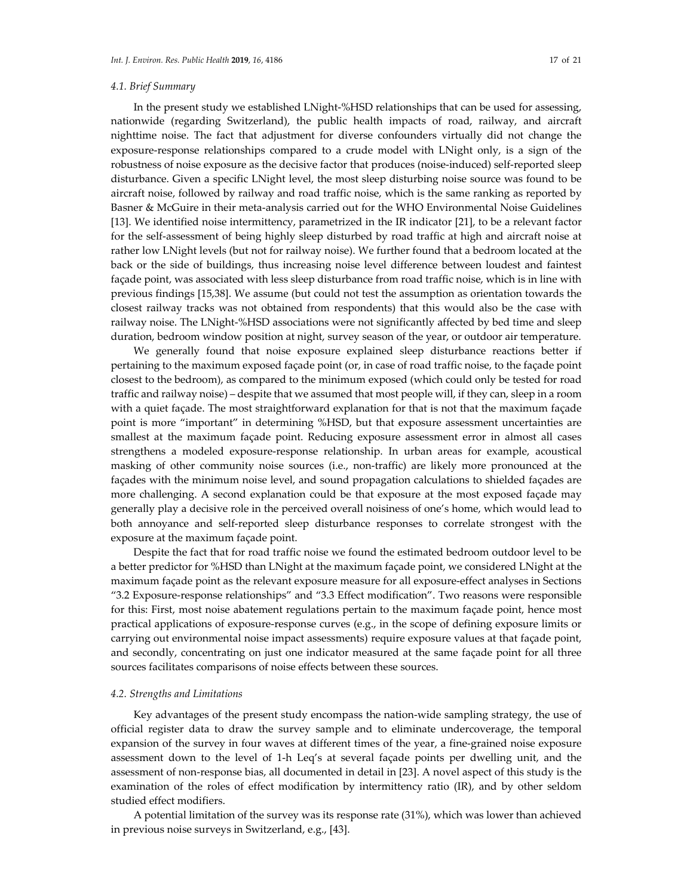### 4.1. Brief Summary

In the present study we established LNight-%HSD relationships that can be used for assessing, nationwide (regarding Switzerland), the public health impacts of road, railway, and aircraft nighttime noise. The fact that adjustment for diverse confounders virtually did not change the exposure-response relationships compared to a crude model with LNight only, is a sign of the robustness of noise exposure as the decisive factor that produces (noise-induced) self-reported sleep disturbance. Given a specific LNight level, the most sleep disturbing noise source was found to be aircraft noise, followed by railway and road traffic noise, which is the same ranking as reported by Basner & McGuire in their meta-analysis carried out for the WHO Environmental Noise Guidelines [13]. We identified noise intermittency, parametrized in the IR indicator [21], to be a relevant factor for the self-assessment of being highly sleep disturbed by road traffic at high and aircraft noise at rather low LNight levels (but not for railway noise). We further found that a bedroom located at the back or the side of buildings, thus increasing noise level difference between loudest and faintest façade point, was associated with less sleep disturbance from road traffic noise, which is in line with previous findings [15,38]. We assume (but could not test the assumption as orientation towards the closest railway tracks was not obtained from respondents) that this would also be the case with railway noise. The LNight-%HSD associations were not significantly affected by bed time and sleep duration, bedroom window position at night, survey season of the year, or outdoor air temperature.

We generally found that noise exposure explained sleep disturbance reactions better if pertaining to the maximum exposed façade point (or, in case of road traffic noise, to the façade point closest to the bedroom), as compared to the minimum exposed (which could only be tested for road traffic and railway noise) – despite that we assumed that most people will, if they can, sleep in a room with a quiet façade. The most straightforward explanation for that is not that the maximum façade point is more "important" in determining %HSD, but that exposure assessment uncertainties are smallest at the maximum façade point. Reducing exposure assessment error in almost all cases strengthens a modeled exposure-response relationship. In urban areas for example, acoustical masking of other community noise sources (i.e., non-traffic) are likely more pronounced at the façades with the minimum noise level, and sound propagation calculations to shielded façades are more challenging. A second explanation could be that exposure at the most exposed façade may generally play a decisive role in the perceived overall noisiness of one's home, which would lead to both annoyance and self-reported sleep disturbance responses to correlate strongest with the exposure at the maximum façade point.

Despite the fact that for road traffic noise we found the estimated bedroom outdoor level to be a better predictor for %HSD than LNight at the maximum façade point, we considered LNight at the maximum façade point as the relevant exposure measure for all exposure-effect analyses in Sections "3.2 Exposure-response relationships" and "3.3 Effect modification". Two reasons were responsible for this: First, most noise abatement regulations pertain to the maximum façade point, hence most practical applications of exposure-response curves (e.g., in the scope of defining exposure limits or carrying out environmental noise impact assessments) require exposure values at that façade point, and secondly, concentrating on just one indicator measured at the same façade point for all three sources facilitates comparisons of noise effects between these sources.

### 4.2. Strengths and Limitations

Key advantages of the present study encompass the nation-wide sampling strategy, the use of official register data to draw the survey sample and to eliminate undercoverage, the temporal expansion of the survey in four waves at different times of the year, a fine-grained noise exposure assessment down to the level of 1-h Leq's at several façade points per dwelling unit, and the assessment of non-response bias, all documented in detail in [23]. A novel aspect of this study is the examination of the roles of effect modification by intermittency ratio (IR), and by other seldom studied effect modifiers.

A potential limitation of the survey was its response rate (31%), which was lower than achieved in previous noise surveys in Switzerland, e.g., [43].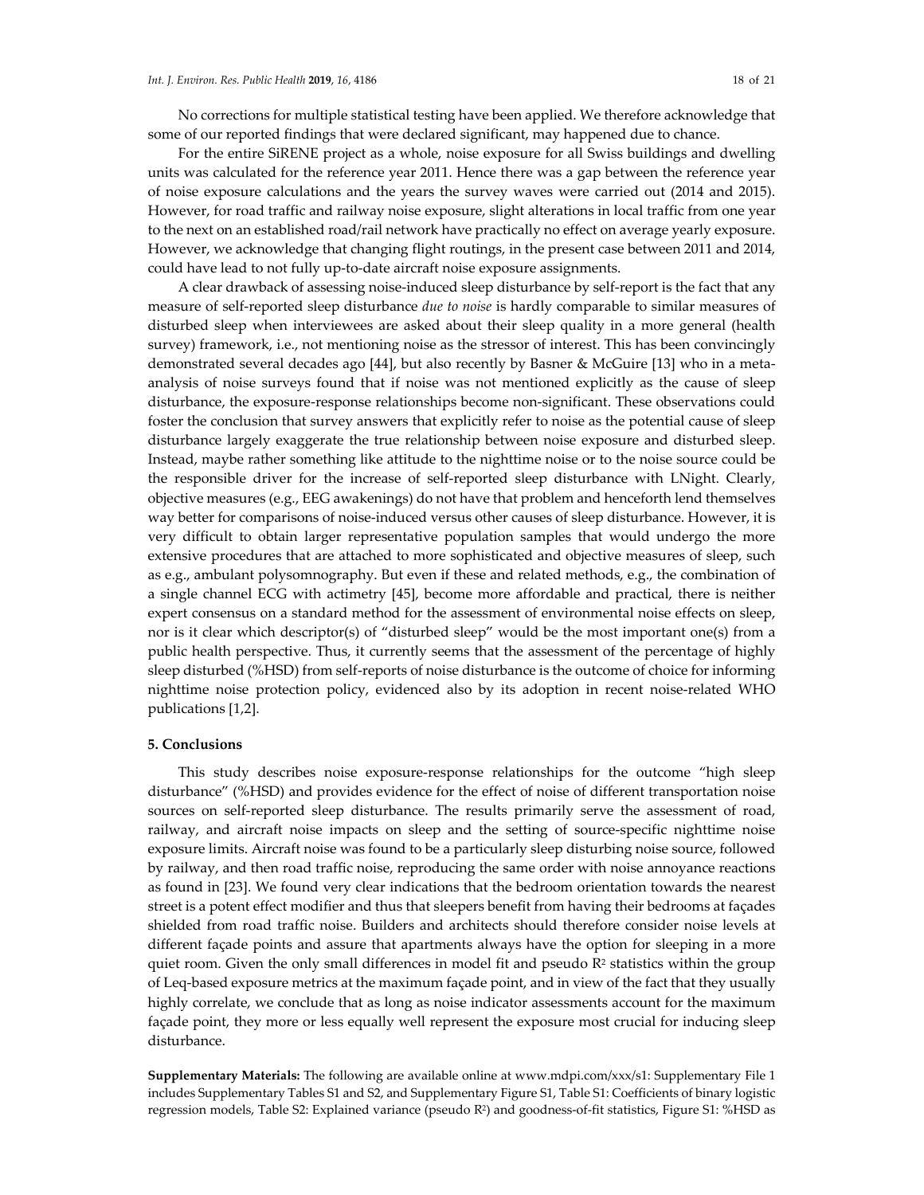No corrections for multiple statistical testing have been applied. We therefore acknowledge that some of our reported findings that were declared significant, may happened due to chance.

For the entire SiRENE project as a whole, noise exposure for all Swiss buildings and dwelling units was calculated for the reference year 2011. Hence there was a gap between the reference year of noise exposure calculations and the years the survey waves were carried out (2014 and 2015). However, for road traffic and railway noise exposure, slight alterations in local traffic from one year to the next on an established road/rail network have practically no effect on average yearly exposure. However, we acknowledge that changing flight routings, in the present case between 2011 and 2014, could have lead to not fully up-to-date aircraft noise exposure assignments.

A clear drawback of assessing noise-induced sleep disturbance by self-report is the fact that any measure of self-reported sleep disturbance *due to noise* is hardly comparable to similar measures of disturbed sleep when interviewees are asked about their sleep quality in a more general (health survey) framework, i.e., not mentioning noise as the stressor of interest. This has been convincingly demonstrated several decades ago [44], but also recently by Basner & McGuire [13] who in a meta-analysis of noise surveys found that if noise was not mentioned explicitly as the cause of sleep disturbance, the exposure-response relationships become non-significant. These observations could foster the conclusion that survey answers that explicitly refer to noise as the potential cause of sleep disturbance largely exaggerate the true relationship between noise exposure and disturbed sleep. Instead, maybe rather something like attitude to the nighttime noise or to the noise source could be the responsible driver for the increase of self-reported sleep disturbance with LNight. Clearly, objective measures (e.g., EEG awakenings) do not have that problem and henceforth lend themselves way better for comparisons of noise-induced versus other causes of sleep disturbance. However, it is very difficult to obtain larger representative population samples that would undergo the more extensive procedures that are attached to more sophisticated and objective measures of sleep, such as e.g., ambulant polysomnography. But even if these and related methods, e.g., the combination of a single channel ECG with actimetry [45], become more affordable and practical, there is neither expert consensus on a standard method for the assessment of environmental noise effects on sleep, nor is it clear which descriptor(s) of "disturbed sleep" would be the most important one(s) from a public health perspective. Thus, it currently seems that the assessment of the percentage of highly sleep disturbed (%HSD) from self-reports of noise disturbance is the outcome of choice for informing nighttime noise protection policy, evidenced also by its adoption in recent noise-related WHO publications [1,2].

## 5. Conclusions

This study describes noise exposure-response relationships for the outcome "high sleep disturbance" (%HSD) and provides evidence for the effect of noise of different transportation noise sources on self-reported sleep disturbance. The results primarily serve the assessment of road, railway, and aircraft noise impacts on sleep and the setting of source-specific nighttime noise exposure limits. Aircraft noise was found to be a particularly sleep disturbing noise source, followed by railway, and then road traffic noise, reproducing the same order with noise annoyance reactions as found in [23]. We found very clear indications that the bedroom orientation towards the nearest street is a potent effect modifier and thus that sleepers benefit from having their bedrooms at façades shielded from road traffic noise. Builders and architects should therefore consider noise levels at different façade points and assure that apartments always have the option for sleeping in a more quiet room. Given the only small differences in model fit and pseudo $R^2$ statistics within the group of Leq-based exposure metrics at the maximum façade point, and in view of the fact that they usually highly correlate, we conclude that as long as noise indicator assessments account for the maximum façade point, they more or less equally well represent the exposure most crucial for inducing sleep disturbance.

**Supplementary Materials:** The following are available online at www.mdpi.com/xxx/s1: Supplementary File 1 includes Supplementary Tables S1 and S2, and Supplementary Figure S1, Table S1: Coefficients of binary logistic regression models, Table S2: Explained variance (pseudo $R^2$) and goodness-of-fit statistics, Figure S1: %HSD as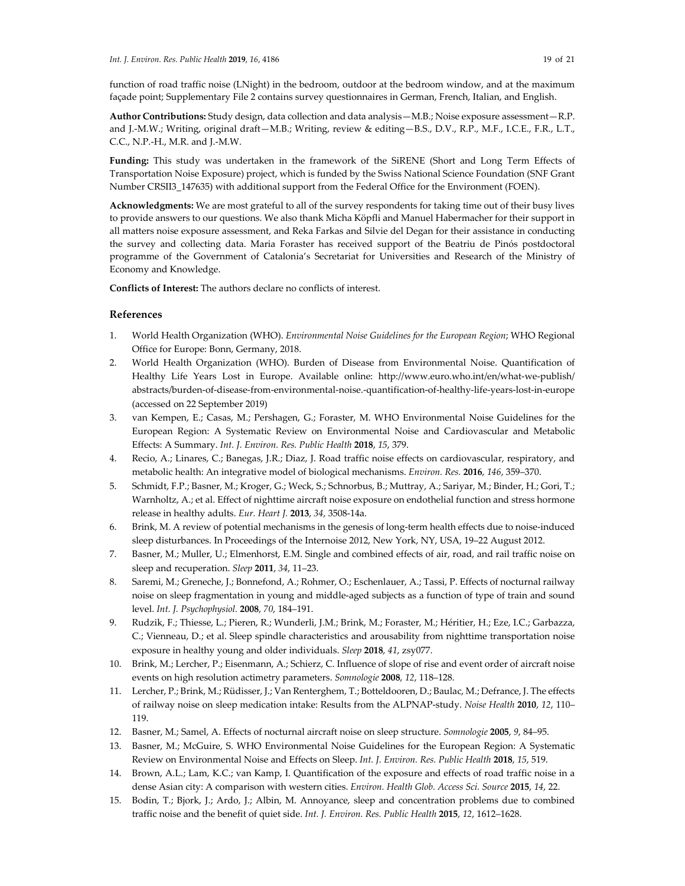function of road traffic noise (LNight) in the bedroom, outdoor at the bedroom window, and at the maximum façade point; Supplementary File 2 contains survey questionnaires in German, French, Italian, and English.

**Author Contributions:** Study design, data collection and data analysis—M.B.; Noise exposure assessment—R.P. and J.-M.W.; Writing, original draft—M.B.; Writing, review & editing—B.S., D.V., R.P., M.F., I.C.E., F.R., L.T., C.C., N.P.-H., M.R. and J.-M.W.

**Funding:** This study was undertaken in the framework of the SiRENE (Short and Long Term Effects of Transportation Noise Exposure) project, which is funded by the Swiss National Science Foundation (SNF Grant Number CRSII3_147635) with additional support from the Federal Office for the Environment (FOEN).

**Acknowledgments:** We are most grateful to all of the survey respondents for taking time out of their busy lives to provide answers to our questions. We also thank Micha Köpfli and Manuel Habermacher for their support in all matters noise exposure assessment, and Reka Farkas and Silvie del Degan for their assistance in conducting the survey and collecting data. Maria Foraster has received support of the Beatriu de Pinós postdoctoral programme of the Government of Catalonia's Secretariat for Universities and Research of the Ministry of Economy and Knowledge.

**Conflicts of Interest:** The authors declare no conflicts of interest.

## References

1. World Health Organization (WHO). *Environmental Noise Guidelines for the European Region*; WHO Regional Office for Europe: Bonn, Germany, 2018.
2. World Health Organization (WHO). Burden of Disease from Environmental Noise. Quantification of Healthy Life Years Lost in Europe. Available online: http://www.euro.who.int/en/what-we-publish/abstracts/burden-of-disease-from-environmental-noise.-quantification-of-healthy-life-years-lost-in-europe (accessed on 22 September 2019)
3. van Kempen, E.; Casas, M.; Pershagen, G.; Foraster, M. WHO Environmental Noise Guidelines for the European Region: A Systematic Review on Environmental Noise and Cardiovascular and Metabolic Effects: A Summary. *Int. J. Environ. Res. Public Health* **2018**, *15*, 379.
4. Recio, A.; Linares, C.; Banegas, J.R.; Diaz, J. Road traffic noise effects on cardiovascular, respiratory, and metabolic health: An integrative model of biological mechanisms. *Environ. Res.* **2016**, *146*, 359–370.
5. Schmidt, F.P.; Basner, M.; Kroger, G.; Weck, S.; Schnorbus, B.; Muttray, A.; Sariyar, M.; Binder, H.; Gori, T.; Warnholtz, A.; et al. Effect of nighttime aircraft noise exposure on endothelial function and stress hormone release in healthy adults. *Eur. Heart J.* **2013**, *34*, 3508-14a.
6. Brink, M. A review of potential mechanisms in the genesis of long-term health effects due to noise-induced sleep disturbances. In Proceedings of the Internoise 2012, New York, NY, USA, 19–22 August 2012.
7. Basner, M.; Muller, U.; Elmenhorst, E.M. Single and combined effects of air, road, and rail traffic noise on sleep and recuperation. *Sleep* **2011**, *34*, 11–23.
8. Saremi, M.; Greneche, J.; Bonnefond, A.; Rohmer, O.; Eschenlauer, A.; Tassi, P. Effects of nocturnal railway noise on sleep fragmentation in young and middle-aged subjects as a function of type of train and sound level. *Int. J. Psychophysiol.* **2008**, *70*, 184–191.
9. Rudzik, F.; Thiesse, L.; Pieren, R.; Wunderli, J.M.; Brink, M.; Foraster, M.; Héritier, H.; Eze, I.C.; Garbazza, C.; Vienneau, D.; et al. Sleep spindle characteristics and arousability from nighttime transportation noise exposure in healthy young and older individuals. *Sleep* **2018**, *41*, zsy077.
10. Brink, M.; Lercher, P.; Eisenmann, A.; Schierz, C. Influence of slope of rise and event order of aircraft noise events on high resolution actimetry parameters. *Somnologie* **2008**, *12*, 118–128.
11. Lercher, P.; Brink, M.; Rüdisser, J.; Van Renterghem, T.; Botteldooren, D.; Baulac, M.; Defrance, J. The effects of railway noise on sleep medication intake: Results from the ALPNAP-study. *Noise Health* **2010**, *12*, 110–119.
12. Basner, M.; Samel, A. Effects of nocturnal aircraft noise on sleep structure. *Somnologie* **2005**, *9*, 84–95.
13. Basner, M.; McGuire, S. WHO Environmental Noise Guidelines for the European Region: A Systematic Review on Environmental Noise and Effects on Sleep. *Int. J. Environ. Res. Public Health* **2018**, *15*, 519.
14. Brown, A.L.; Lam, K.C.; van Kamp, I. Quantification of the exposure and effects of road traffic noise in a dense Asian city: A comparison with western cities. *Environ. Health Glob. Access Sci. Source* **2015**, *14*, 22.
15. Bodin, T.; Bjork, J.; Ardo, J.; Albin, M. Annoyance, sleep and concentration problems due to combined traffic noise and the benefit of quiet side. *Int. J. Environ. Res. Public Health* **2015**, *12*, 1612–1628.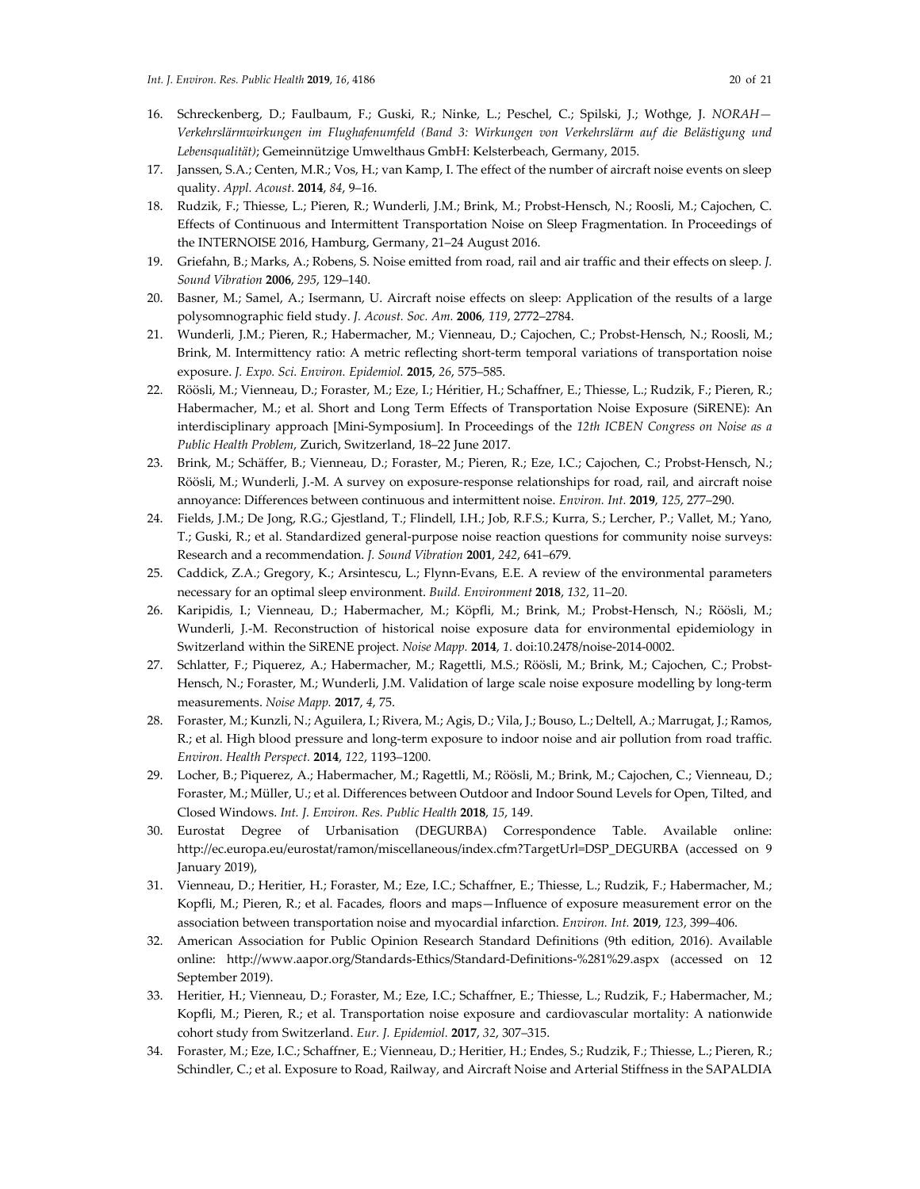16. Schreckenberg, D.; Faulbaum, F.; Guski, R.; Ninke, L.; Peschel, C.; Spilski, J.; Wothge, J. *NORAH—Verkehrslärmwirkungen im Flughafenumfeld (Band 3: Wirkungen von Verkehrslärm auf die Belästigung und Lebensqualität)*; Gemeinnützige Umwelthaus GmbH: Kelsterbeach, Germany, 2015.
17. Janssen, S.A.; Centen, M.R.; Vos, H.; van Kamp, I. The effect of the number of aircraft noise events on sleep quality. *Appl. Acoust.* **2014**, *84*, 9–16.
18. Rudzik, F.; Thiesse, L.; Pieren, R.; Wunderli, J.M.; Brink, M.; Probst-Hensch, N.; Roosli, M.; Cajochen, C. Effects of Continuous and Intermittent Transportation Noise on Sleep Fragmentation. In Proceedings of the INTERNOISE 2016, Hamburg, Germany, 21–24 August 2016.
19. Griefahn, B.; Marks, A.; Robens, S. Noise emitted from road, rail and air traffic and their effects on sleep. *J. Sound Vibration* **2006**, *295*, 129–140.
20. Basner, M.; Samel, A.; Isermann, U. Aircraft noise effects on sleep: Application of the results of a large polysomnographic field study. *J. Acoust. Soc. Am.* **2006**, *119*, 2772–2784.
21. Wunderli, J.M.; Pieren, R.; Habermacher, M.; Vienneau, D.; Cajochen, C.; Probst-Hensch, N.; Roosli, M.; Brink, M. Intermittency ratio: A metric reflecting short-term temporal variations of transportation noise exposure. *J. Expo. Sci. Environ. Epidemiol.* **2015**, *26*, 575–585.
22. Röösli, M.; Vienneau, D.; Foraster, M.; Eze, I.; Héritier, H.; Schaffner, E.; Thiesse, L.; Rudzik, F.; Pieren, R.; Habermacher, M.; et al. Short and Long Term Effects of Transportation Noise Exposure (SiRENE): An interdisciplinary approach [Mini-Symposium]. In Proceedings of the *12th ICBEN Congress on Noise as a Public Health Problem*, Zurich, Switzerland, 18–22 June 2017.
23. Brink, M.; Schäffer, B.; Vienneau, D.; Foraster, M.; Pieren, R.; Eze, I.C.; Cajochen, C.; Probst-Hensch, N.; Röösli, M.; Wunderli, J.-M. A survey on exposure-response relationships for road, rail, and aircraft noise annoyance: Differences between continuous and intermittent noise. *Environ. Int.* **2019**, *125*, 277–290.
24. Fields, J.M.; De Jong, R.G.; Gjestland, T.; Flindell, I.H.; Job, R.F.S.; Kurra, S.; Lercher, P.; Vallet, M.; Yano, T.; Guski, R.; et al. Standardized general-purpose noise reaction questions for community noise surveys: Research and a recommendation. *J. Sound Vibration* **2001**, *242*, 641–679.
25. Caddick, Z.A.; Gregory, K.; Arsintescu, L.; Flynn-Evans, E.E. A review of the environmental parameters necessary for an optimal sleep environment. *Build. Environment* **2018**, *132*, 11–20.
26. Karipidis, I.; Vienneau, D.; Habermacher, M.; Köpfli, M.; Brink, M.; Probst-Hensch, N.; Röösli, M.; Wunderli, J.-M. Reconstruction of historical noise exposure data for environmental epidemiology in Switzerland within the SiRENE project. *Noise Mapp.* **2014**, *1*. doi:10.2478/noise-2014-0002.
27. Schlatter, F.; Piquerez, A.; Habermacher, M.; Ragettli, M.S.; Röösli, M.; Brink, M.; Cajochen, C.; Probst-Hensch, N.; Foraster, M.; Wunderli, J.M. Validation of large scale noise exposure modelling by long-term measurements. *Noise Mapp.* **2017**, *4*, 75.
28. Foraster, M.; Kunzli, N.; Aguilera, I.; Rivera, M.; Agis, D.; Vila, J.; Bouso, L.; Deltell, A.; Marrugat, J.; Ramos, R.; et al. High blood pressure and long-term exposure to indoor noise and air pollution from road traffic. *Environ. Health Perspect.* **2014**, *122*, 1193–1200.
29. Locher, B.; Piquerez, A.; Habermacher, M.; Ragettli, M.; Röösli, M.; Brink, M.; Cajochen, C.; Vienneau, D.; Foraster, M.; Müller, U.; et al. Differences between Outdoor and Indoor Sound Levels for Open, Tilted, and Closed Windows. *Int. J. Environ. Res. Public Health* **2018**, *15*, 149.
30. Eurostat Degree of Urbanisation (DEGURBA) Correspondence Table. Available online: http://ec.europa.eu/eurostat/ramon/miscellaneous/index.cfm?TargetUrl=DSP_DEGURBA (accessed on 9 January 2019),
31. Vienneau, D.; Heritier, H.; Foraster, M.; Eze, I.C.; Schaffner, E.; Thiesse, L.; Rudzik, F.; Habermacher, M.; Kopfli, M.; Pieren, R.; et al. Facades, floors and maps—Influence of exposure measurement error on the association between transportation noise and myocardial infarction. *Environ. Int.* **2019**, *123*, 399–406.
32. American Association for Public Opinion Research Standard Definitions (9th edition, 2016). Available online: http://www.aapor.org/Standards-Ethics/Standard-Definitions-%281%29.aspx (accessed on 12 September 2019).
33. Heritier, H.; Vienneau, D.; Foraster, M.; Eze, I.C.; Schaffner, E.; Thiesse, L.; Rudzik, F.; Habermacher, M.; Kopfli, M.; Pieren, R.; et al. Transportation noise exposure and cardiovascular mortality: A nationwide cohort study from Switzerland. *Eur. J. Epidemiol.* **2017**, *32*, 307–315.
34. Foraster, M.; Eze, I.C.; Schaffner, E.; Vienneau, D.; Heritier, H.; Endes, S.; Rudzik, F.; Thiesse, L.; Pieren, R.; Schindler, C.; et al. Exposure to Road, Railway, and Aircraft Noise and Arterial Stiffness in the SAPALDIA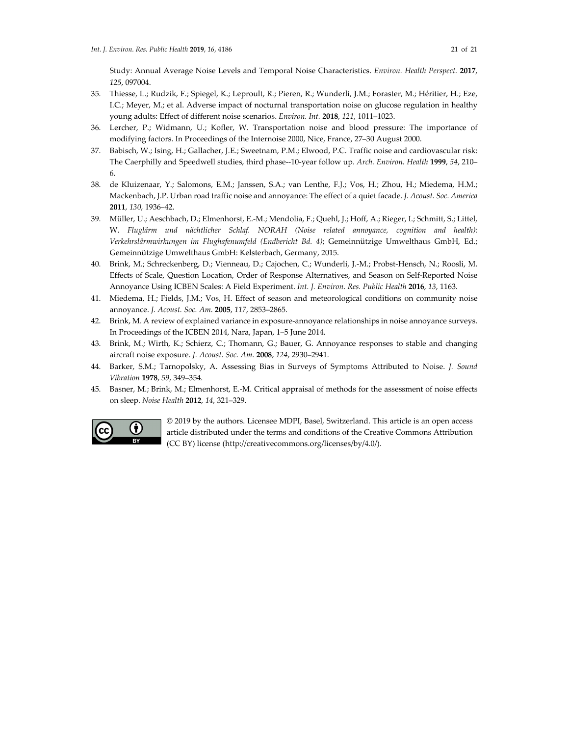Study: Annual Average Noise Levels and Temporal Noise Characteristics. *Environ. Health Perspect.* **2017**, *125*, 097004.

35. Thiesse, L.; Rudzik, F.; Spiegel, K.; Leproult, R.; Pieren, R.; Wunderli, J.M.; Foraster, M.; Héritier, H.; Eze, I.C.; Meyer, M.; et al. Adverse impact of nocturnal transportation noise on glucose regulation in healthy young adults: Effect of different noise scenarios. *Environ. Int.* **2018**, *121*, 1011–1023.
36. Lercher, P.; Widmann, U.; Kofler, W. Transportation noise and blood pressure: The importance of modifying factors. In Proceedings of the Internoise 2000, Nice, France, 27–30 August 2000.
37. Babisch, W.; Ising, H.; Gallacher, J.E.; Sweetnam, P.M.; Elwood, P.C. Traffic noise and cardiovascular risk: The Caerphilly and Speedwell studies, third phase--10-year follow up. *Arch. Environ. Health* **1999**, *54*, 210–6.
38. de Kluizenaar, Y.; Salomons, E.M.; Janssen, S.A.; van Lenthe, F.J.; Vos, H.; Zhou, H.; Miedema, H.M.; Mackenbach, J.P. Urban road traffic noise and annoyance: The effect of a quiet facade. *J. Acoust. Soc. America* **2011**, *130*, 1936–42.
39. Müller, U.; Aeschbach, D.; Elmenhorst, E.-M.; Mendolia, F.; Quehl, J.; Hoff, A.; Rieger, I.; Schmitt, S.; Littel, W. *Fluglärm und nächtlicher Schlaf. NORAH (Noise related annoyance, cognition and health): Verkehrslärmwirkungen im Flughafenumfeld (Endbericht Bd. 4)*; Gemeinnützige Umwelthaus GmbH, Ed.; Gemeinnützige Umwelthaus GmbH: Kelsterbach, Germany, 2015.
40. Brink, M.; Schreckenberg, D.; Vienneau, D.; Cajochen, C.; Wunderli, J.-M.; Probst-Hensch, N.; Roosli, M. Effects of Scale, Question Location, Order of Response Alternatives, and Season on Self-Reported Noise Annoyance Using ICBEN Scales: A Field Experiment. *Int. J. Environ. Res. Public Health* **2016**, *13*, 1163.
41. Miedema, H.; Fields, J.M.; Vos, H. Effect of season and meteorological conditions on community noise annoyance. *J. Acoust. Soc. Am.* **2005**, *117*, 2853–2865.
42. Brink, M. A review of explained variance in exposure-annoyance relationships in noise annoyance surveys. In Proceedings of the ICBEN 2014, Nara, Japan, 1–5 June 2014.
43. Brink, M.; Wirth, K.; Schierz, C.; Thomann, G.; Bauer, G. Annoyance responses to stable and changing aircraft noise exposure. *J. Acoust. Soc. Am.* **2008**, *124*, 2930–2941.
44. Barker, S.M.; Tarnopolsky, A. Assessing Bias in Surveys of Symptoms Attributed to Noise. *J. Sound Vibration* **1978**, *59*, 349–354.
45. Basner, M.; Brink, M.; Elmenhorst, E.-M. Critical appraisal of methods for the assessment of noise effects on sleep. *Noise Health* **2012**, *14*, 321–329.

© 2019 by the authors. Licensee MDPI, Basel, Switzerland. This article is an open access article distributed under the terms and conditions of the Creative Commons Attribution (CC BY) license (http://creativecommons.org/licenses/by/4.0/).